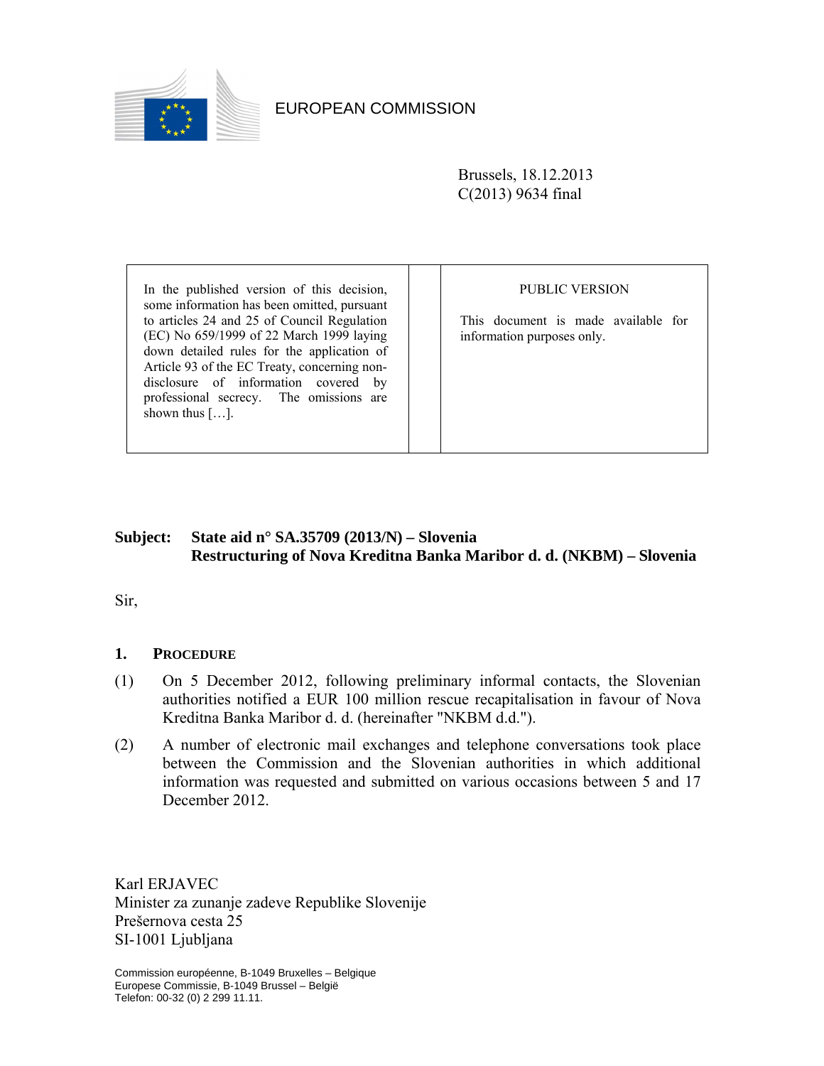EUROPEAN COMMISSION

Brussels, 18.12.2013
C(2013) 9634 final

| In the published version of this decision, some information has been omitted, pursuant to articles 24 and 25 of Council Regulation (EC) No 659/1999 of 22 March 1999 laying down detailed rules for the application of Article 93 of the EC Treaty, concerning non-disclosure of information covered by professional secrecy. The omissions are shown thus […]. | | PUBLIC VERSION<br><br>This document is made available for information purposes only. |
|---|---|---|

**Subject: State aid n° SA.35709 (2013/N) – Slovenia**
**Restructuring of Nova Kreditna Banka Maribor d. d. (NKBM) – Slovenia**

Sir,

## 1. PROCEDURE

(1) On 5 December 2012, following preliminary informal contacts, the Slovenian authorities notified a EUR 100 million rescue recapitalisation in favour of Nova Kreditna Banka Maribor d. d. (hereinafter "NKBM d.d.").

(2) A number of electronic mail exchanges and telephone conversations took place between the Commission and the Slovenian authorities in which additional information was requested and submitted on various occasions between 5 and 17 December 2012.

Karl ERJAVEC
Minister za zunanje zadeve Republike Slovenije
Prešernova cesta 25
SI-1001 Ljubljana

Commission européenne, B-1049 Bruxelles – Belgique
Europese Commissie, B-1049 Brussel – België
Telefon: 00-32 (0) 2 299 11.11.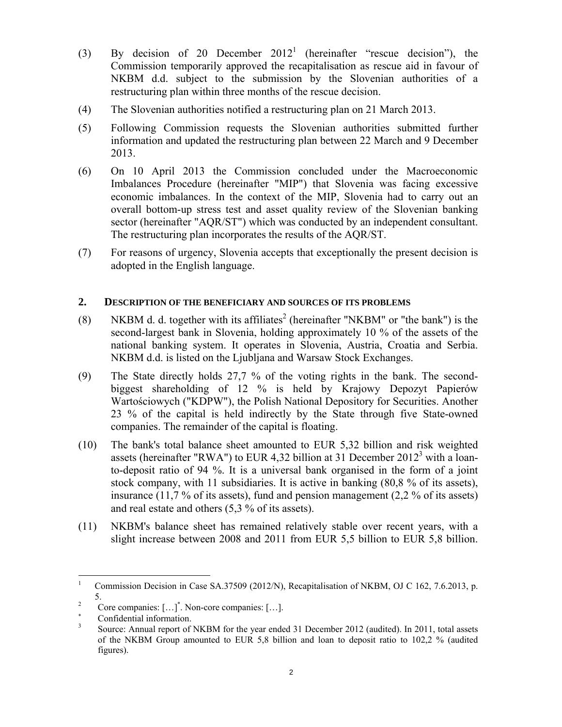(3) By decision of 20 December 2012[1] (hereinafter "rescue decision"), the Commission temporarily approved the recapitalisation as rescue aid in favour of NKBM d.d. subject to the submission by the Slovenian authorities of a restructuring plan within three months of the rescue decision.

(4) The Slovenian authorities notified a restructuring plan on 21 March 2013.

(5) Following Commission requests the Slovenian authorities submitted further information and updated the restructuring plan between 22 March and 9 December 2013.

(6) On 10 April 2013 the Commission concluded under the Macroeconomic Imbalances Procedure (hereinafter "MIP") that Slovenia was facing excessive economic imbalances. In the context of the MIP, Slovenia had to carry out an overall bottom-up stress test and asset quality review of the Slovenian banking sector (hereinafter "AQR/ST") which was conducted by an independent consultant. The restructuring plan incorporates the results of the AQR/ST.

(7) For reasons of urgency, Slovenia accepts that exceptionally the present decision is adopted in the English language.

## 2. DESCRIPTION OF THE BENEFICIARY AND SOURCES OF ITS PROBLEMS

(8) NKBM d. d. together with its affiliates[2] (hereinafter "NKBM" or "the bank") is the second-largest bank in Slovenia, holding approximately 10 % of the assets of the national banking system. It operates in Slovenia, Austria, Croatia and Serbia. NKBM d.d. is listed on the Ljubljana and Warsaw Stock Exchanges.

(9) The State directly holds 27,7 % of the voting rights in the bank. The second-biggest shareholding of 12 % is held by Krajowy Depozyt Papierów Wartościowych ("KDPW"), the Polish National Depository for Securities. Another 23 % of the capital is held indirectly by the State through five State-owned companies. The remainder of the capital is floating.

(10) The bank's total balance sheet amounted to EUR 5,32 billion and risk weighted assets (hereinafter "RWA") to EUR 4,32 billion at 31 December 2012[3] with a loan-to-deposit ratio of 94 %. It is a universal bank organised in the form of a joint stock company, with 11 subsidiaries. It is active in banking (80,8 % of its assets), insurance (11,7 % of its assets), fund and pension management (2,2 % of its assets) and real estate and others (5,3 % of its assets).

(11) NKBM's balance sheet has remained relatively stable over recent years, with a slight increase between 2008 and 2011 from EUR 5,5 billion to EUR 5,8 billion.

---

[1] Commission Decision in Case SA.37509 (2012/N), Recapitalisation of NKBM, OJ C 162, 7.6.2013, p. 5.

[2] Core companies: […][*]. Non-core companies: […].

[*] Confidential information.

[3] Source: Annual report of NKBM for the year ended 31 December 2012 (audited). In 2011, total assets of the NKBM Group amounted to EUR 5,8 billion and loan to deposit ratio to 102,2 % (audited figures).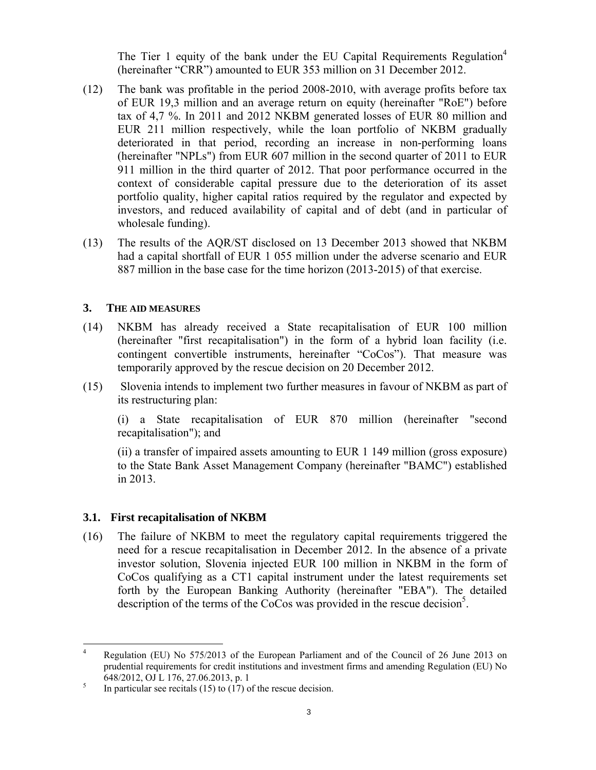The Tier 1 equity of the bank under the EU Capital Requirements Regulation[4] (hereinafter "CRR") amounted to EUR 353 million on 31 December 2012.

(12) The bank was profitable in the period 2008-2010, with average profits before tax of EUR 19,3 million and an average return on equity (hereinafter "RoE") before tax of 4,7 %. In 2011 and 2012 NKBM generated losses of EUR 80 million and EUR 211 million respectively, while the loan portfolio of NKBM gradually deteriorated in that period, recording an increase in non-performing loans (hereinafter "NPLs") from EUR 607 million in the second quarter of 2011 to EUR 911 million in the third quarter of 2012. That poor performance occurred in the context of considerable capital pressure due to the deterioration of its asset portfolio quality, higher capital ratios required by the regulator and expected by investors, and reduced availability of capital and of debt (and in particular of wholesale funding).

(13) The results of the AQR/ST disclosed on 13 December 2013 showed that NKBM had a capital shortfall of EUR 1 055 million under the adverse scenario and EUR 887 million in the base case for the time horizon (2013-2015) of that exercise.

## 3. THE AID MEASURES

(14) NKBM has already received a State recapitalisation of EUR 100 million (hereinafter "first recapitalisation") in the form of a hybrid loan facility (i.e. contingent convertible instruments, hereinafter "CoCos"). That measure was temporarily approved by the rescue decision on 20 December 2012.

(15) Slovenia intends to implement two further measures in favour of NKBM as part of its restructuring plan:

(i) a State recapitalisation of EUR 870 million (hereinafter "second recapitalisation"); and

(ii) a transfer of impaired assets amounting to EUR 1 149 million (gross exposure) to the State Bank Asset Management Company (hereinafter "BAMC") established in 2013.

### 3.1. First recapitalisation of NKBM

(16) The failure of NKBM to meet the regulatory capital requirements triggered the need for a rescue recapitalisation in December 2012. In the absence of a private investor solution, Slovenia injected EUR 100 million in NKBM in the form of CoCos qualifying as a CT1 capital instrument under the latest requirements set forth by the European Banking Authority (hereinafter "EBA"). The detailed description of the terms of the CoCos was provided in the rescue decision[5].

---

[4] Regulation (EU) No 575/2013 of the European Parliament and of the Council of 26 June 2013 on prudential requirements for credit institutions and investment firms and amending Regulation (EU) No 648/2012, OJ L 176, 27.06.2013, p. 1

[5] In particular see recitals (15) to (17) of the rescue decision.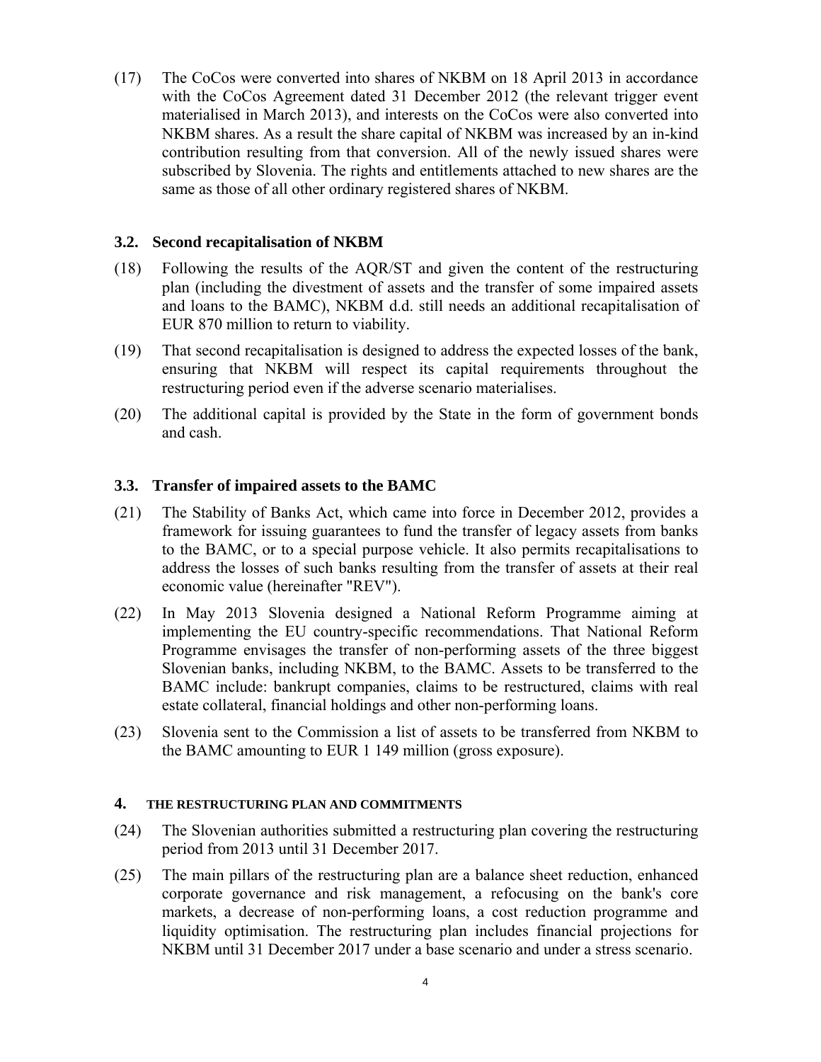(17) The CoCos were converted into shares of NKBM on 18 April 2013 in accordance with the CoCos Agreement dated 31 December 2012 (the relevant trigger event materialised in March 2013), and interests on the CoCos were also converted into NKBM shares. As a result the share capital of NKBM was increased by an in-kind contribution resulting from that conversion. All of the newly issued shares were subscribed by Slovenia. The rights and entitlements attached to new shares are the same as those of all other ordinary registered shares of NKBM.

### 3.2. Second recapitalisation of NKBM

(18) Following the results of the AQR/ST and given the content of the restructuring plan (including the divestment of assets and the transfer of some impaired assets and loans to the BAMC), NKBM d.d. still needs an additional recapitalisation of EUR 870 million to return to viability.

(19) That second recapitalisation is designed to address the expected losses of the bank, ensuring that NKBM will respect its capital requirements throughout the restructuring period even if the adverse scenario materialises.

(20) The additional capital is provided by the State in the form of government bonds and cash.

### 3.3. Transfer of impaired assets to the BAMC

(21) The Stability of Banks Act, which came into force in December 2012, provides a framework for issuing guarantees to fund the transfer of legacy assets from banks to the BAMC, or to a special purpose vehicle. It also permits recapitalisations to address the losses of such banks resulting from the transfer of assets at their real economic value (hereinafter "REV").

(22) In May 2013 Slovenia designed a National Reform Programme aiming at implementing the EU country-specific recommendations. That National Reform Programme envisages the transfer of non-performing assets of the three biggest Slovenian banks, including NKBM, to the BAMC. Assets to be transferred to the BAMC include: bankrupt companies, claims to be restructured, claims with real estate collateral, financial holdings and other non-performing loans.

(23) Slovenia sent to the Commission a list of assets to be transferred from NKBM to the BAMC amounting to EUR 1 149 million (gross exposure).

## 4. THE RESTRUCTURING PLAN AND COMMITMENTS

(24) The Slovenian authorities submitted a restructuring plan covering the restructuring period from 2013 until 31 December 2017.

(25) The main pillars of the restructuring plan are a balance sheet reduction, enhanced corporate governance and risk management, a refocusing on the bank's core markets, a decrease of non-performing loans, a cost reduction programme and liquidity optimisation. The restructuring plan includes financial projections for NKBM until 31 December 2017 under a base scenario and under a stress scenario.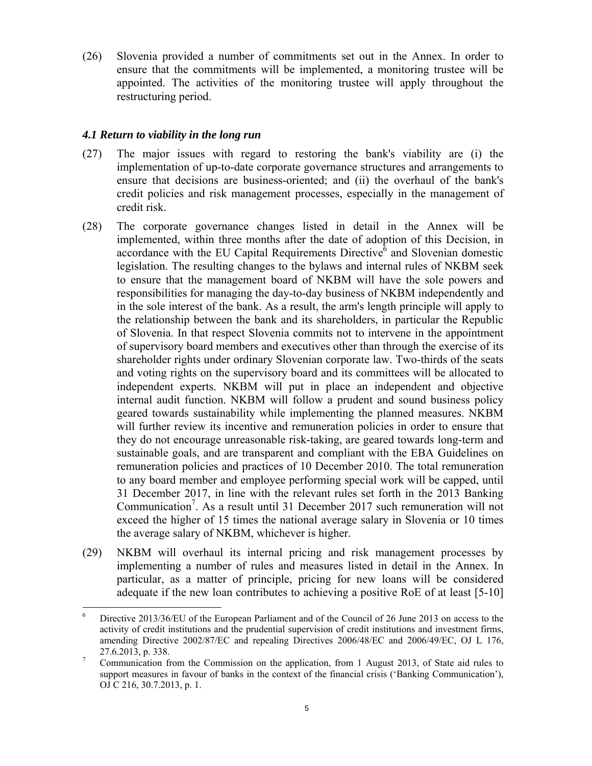(26) Slovenia provided a number of commitments set out in the Annex. In order to ensure that the commitments will be implemented, a monitoring trustee will be appointed. The activities of the monitoring trustee will apply throughout the restructuring period.

### *4.1 Return to viability in the long run*

(27) The major issues with regard to restoring the bank's viability are (i) the implementation of up-to-date corporate governance structures and arrangements to ensure that decisions are business-oriented; and (ii) the overhaul of the bank's credit policies and risk management processes, especially in the management of credit risk.

(28) The corporate governance changes listed in detail in the Annex will be implemented, within three months after the date of adoption of this Decision, in accordance with the EU Capital Requirements Directive[6] and Slovenian domestic legislation. The resulting changes to the bylaws and internal rules of NKBM seek to ensure that the management board of NKBM will have the sole powers and responsibilities for managing the day-to-day business of NKBM independently and in the sole interest of the bank. As a result, the arm's length principle will apply to the relationship between the bank and its shareholders, in particular the Republic of Slovenia. In that respect Slovenia commits not to intervene in the appointment of supervisory board members and executives other than through the exercise of its shareholder rights under ordinary Slovenian corporate law. Two-thirds of the seats and voting rights on the supervisory board and its committees will be allocated to independent experts. NKBM will put in place an independent and objective internal audit function. NKBM will follow a prudent and sound business policy geared towards sustainability while implementing the planned measures. NKBM will further review its incentive and remuneration policies in order to ensure that they do not encourage unreasonable risk-taking, are geared towards long-term and sustainable goals, and are transparent and compliant with the EBA Guidelines on remuneration policies and practices of 10 December 2010. The total remuneration to any board member and employee performing special work will be capped, until 31 December 2017, in line with the relevant rules set forth in the 2013 Banking Communication[7]. As a result until 31 December 2017 such remuneration will not exceed the higher of 15 times the national average salary in Slovenia or 10 times the average salary of NKBM, whichever is higher.

(29) NKBM will overhaul its internal pricing and risk management processes by implementing a number of rules and measures listed in detail in the Annex. In particular, as a matter of principle, pricing for new loans will be considered adequate if the new loan contributes to achieving a positive RoE of at least [5-10]

---

[6] Directive 2013/36/EU of the European Parliament and of the Council of 26 June 2013 on access to the activity of credit institutions and the prudential supervision of credit institutions and investment firms, amending Directive 2002/87/EC and repealing Directives 2006/48/EC and 2006/49/EC, OJ L 176, 27.6.2013, p. 338.

[7] Communication from the Commission on the application, from 1 August 2013, of State aid rules to support measures in favour of banks in the context of the financial crisis ('Banking Communication'), OJ C 216, 30.7.2013, p. 1.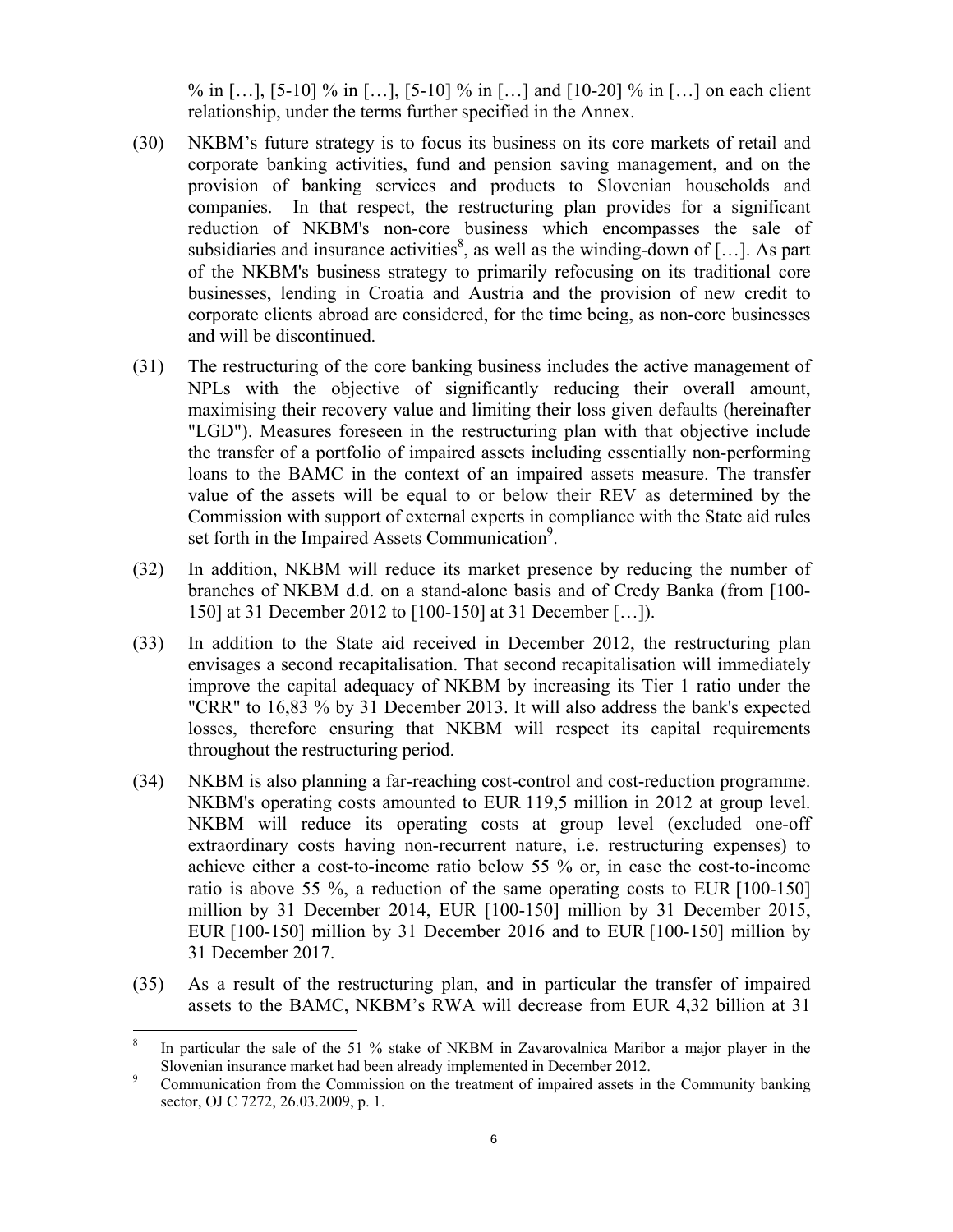% in […], [5-10] % in […], [5-10] % in […] and [10-20] % in […] on each client relationship, under the terms further specified in the Annex.

(30) NKBM's future strategy is to focus its business on its core markets of retail and corporate banking activities, fund and pension saving management, and on the provision of banking services and products to Slovenian households and companies. In that respect, the restructuring plan provides for a significant reduction of NKBM's non-core business which encompasses the sale of subsidiaries and insurance activities[8], as well as the winding-down of […]. As part of the NKBM's business strategy to primarily refocusing on its traditional core businesses, lending in Croatia and Austria and the provision of new credit to corporate clients abroad are considered, for the time being, as non-core businesses and will be discontinued.

(31) The restructuring of the core banking business includes the active management of NPLs with the objective of significantly reducing their overall amount, maximising their recovery value and limiting their loss given defaults (hereinafter "LGD"). Measures foreseen in the restructuring plan with that objective include the transfer of a portfolio of impaired assets including essentially non-performing loans to the BAMC in the context of an impaired assets measure. The transfer value of the assets will be equal to or below their REV as determined by the Commission with support of external experts in compliance with the State aid rules set forth in the Impaired Assets Communication[9].

(32) In addition, NKBM will reduce its market presence by reducing the number of branches of NKBM d.d. on a stand-alone basis and of Credy Banka (from [100-150] at 31 December 2012 to [100-150] at 31 December […]).

(33) In addition to the State aid received in December 2012, the restructuring plan envisages a second recapitalisation. That second recapitalisation will immediately improve the capital adequacy of NKBM by increasing its Tier 1 ratio under the "CRR" to 16,83 % by 31 December 2013. It will also address the bank's expected losses, therefore ensuring that NKBM will respect its capital requirements throughout the restructuring period.

(34) NKBM is also planning a far-reaching cost-control and cost-reduction programme. NKBM's operating costs amounted to EUR 119,5 million in 2012 at group level. NKBM will reduce its operating costs at group level (excluded one-off extraordinary costs having non-recurrent nature, i.e. restructuring expenses) to achieve either a cost-to-income ratio below 55 % or, in case the cost-to-income ratio is above 55 %, a reduction of the same operating costs to EUR [100-150] million by 31 December 2014, EUR [100-150] million by 31 December 2015, EUR [100-150] million by 31 December 2016 and to EUR [100-150] million by 31 December 2017.

(35) As a result of the restructuring plan, and in particular the transfer of impaired assets to the BAMC, NKBM's RWA will decrease from EUR 4,32 billion at 31

---

[8] In particular the sale of the 51 % stake of NKBM in Zavarovalnica Maribor a major player in the Slovenian insurance market had been already implemented in December 2012.

[9] Communication from the Commission on the treatment of impaired assets in the Community banking sector, OJ C 7272, 26.03.2009, p. 1.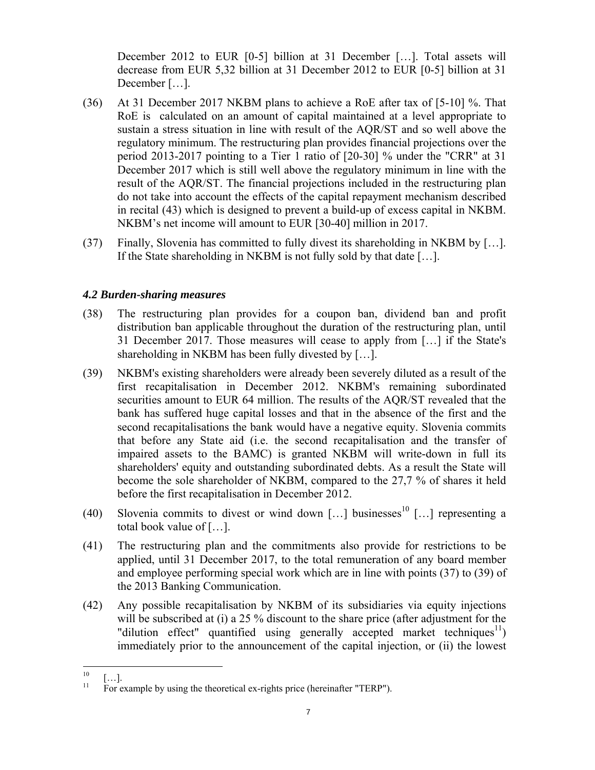December 2012 to EUR [0-5] billion at 31 December […]. Total assets will decrease from EUR 5,32 billion at 31 December 2012 to EUR [0-5] billion at 31 December […].

(36) At 31 December 2017 NKBM plans to achieve a RoE after tax of [5-10] %. That RoE is calculated on an amount of capital maintained at a level appropriate to sustain a stress situation in line with result of the AQR/ST and so well above the regulatory minimum. The restructuring plan provides financial projections over the period 2013-2017 pointing to a Tier 1 ratio of [20-30] % under the "CRR" at 31 December 2017 which is still well above the regulatory minimum in line with the result of the AQR/ST. The financial projections included in the restructuring plan do not take into account the effects of the capital repayment mechanism described in recital (43) which is designed to prevent a build-up of excess capital in NKBM. NKBM's net income will amount to EUR [30-40] million in 2017.

(37) Finally, Slovenia has committed to fully divest its shareholding in NKBM by […]. If the State shareholding in NKBM is not fully sold by that date […].

### *4.2 Burden-sharing measures*

(38) The restructuring plan provides for a coupon ban, dividend ban and profit distribution ban applicable throughout the duration of the restructuring plan, until 31 December 2017. Those measures will cease to apply from […] if the State's shareholding in NKBM has been fully divested by […].

(39) NKBM's existing shareholders were already been severely diluted as a result of the first recapitalisation in December 2012. NKBM's remaining subordinated securities amount to EUR 64 million. The results of the AQR/ST revealed that the bank has suffered huge capital losses and that in the absence of the first and the second recapitalisations the bank would have a negative equity. Slovenia commits that before any State aid (i.e. the second recapitalisation and the transfer of impaired assets to the BAMC) is granted NKBM will write-down in full its shareholders' equity and outstanding subordinated debts. As a result the State will become the sole shareholder of NKBM, compared to the 27,7 % of shares it held before the first recapitalisation in December 2012.

(40) Slovenia commits to divest or wind down […] businesses[10] […] representing a total book value of […].

(41) The restructuring plan and the commitments also provide for restrictions to be applied, until 31 December 2017, to the total remuneration of any board member and employee performing special work which are in line with points (37) to (39) of the 2013 Banking Communication.

(42) Any possible recapitalisation by NKBM of its subsidiaries via equity injections will be subscribed at (i) a 25 % discount to the share price (after adjustment for the "dilution effect" quantified using generally accepted market techniques[11]) immediately prior to the announcement of the capital injection, or (ii) the lowest

---

[10] […].

[11] For example by using the theoretical ex-rights price (hereinafter "TERP").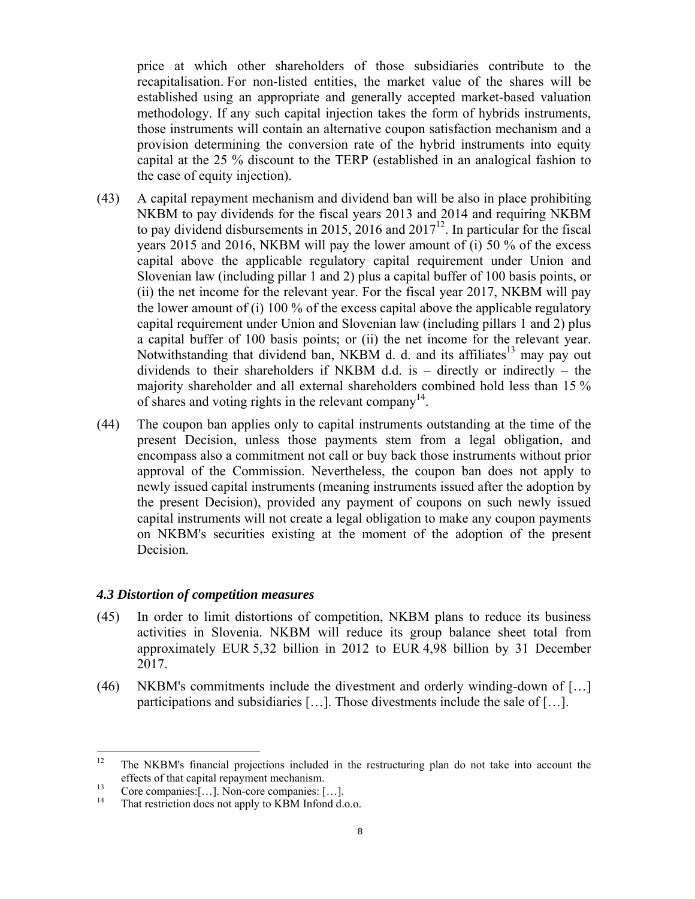price at which other shareholders of those subsidiaries contribute to the recapitalisation. For non-listed entities, the market value of the shares will be established using an appropriate and generally accepted market-based valuation methodology. If any such capital injection takes the form of hybrids instruments, those instruments will contain an alternative coupon satisfaction mechanism and a provision determining the conversion rate of the hybrid instruments into equity capital at the 25 % discount to the TERP (established in an analogical fashion to the case of equity injection).

(43) A capital repayment mechanism and dividend ban will be also in place prohibiting NKBM to pay dividends for the fiscal years 2013 and 2014 and requiring NKBM to pay dividend disbursements in 2015, 2016 and 2017[12]. In particular for the fiscal years 2015 and 2016, NKBM will pay the lower amount of (i) 50 % of the excess capital above the applicable regulatory capital requirement under Union and Slovenian law (including pillar 1 and 2) plus a capital buffer of 100 basis points, or (ii) the net income for the relevant year. For the fiscal year 2017, NKBM will pay the lower amount of (i) 100 % of the excess capital above the applicable regulatory capital requirement under Union and Slovenian law (including pillars 1 and 2) plus a capital buffer of 100 basis points; or (ii) the net income for the relevant year. Notwithstanding that dividend ban, NKBM d. d. and its affiliates[13] may pay out dividends to their shareholders if NKBM d.d. is – directly or indirectly – the majority shareholder and all external shareholders combined hold less than 15 % of shares and voting rights in the relevant company[14].

(44) The coupon ban applies only to capital instruments outstanding at the time of the present Decision, unless those payments stem from a legal obligation, and encompass also a commitment not call or buy back those instruments without prior approval of the Commission. Nevertheless, the coupon ban does not apply to newly issued capital instruments (meaning instruments issued after the adoption by the present Decision), provided any payment of coupons on such newly issued capital instruments will not create a legal obligation to make any coupon payments on NKBM's securities existing at the moment of the adoption of the present Decision.

### *4.3 Distortion of competition measures*

(45) In order to limit distortions of competition, NKBM plans to reduce its business activities in Slovenia. NKBM will reduce its group balance sheet total from approximately EUR 5,32 billion in 2012 to EUR 4,98 billion by 31 December 2017.

(46) NKBM's commitments include the divestment and orderly winding-down of […] participations and subsidiaries […]. Those divestments include the sale of […].

---

[12] The NKBM's financial projections included in the restructuring plan do not take into account the effects of that capital repayment mechanism.

[13] Core companies:[…]. Non-core companies: […].

[14] That restriction does not apply to KBM Infond d.o.o.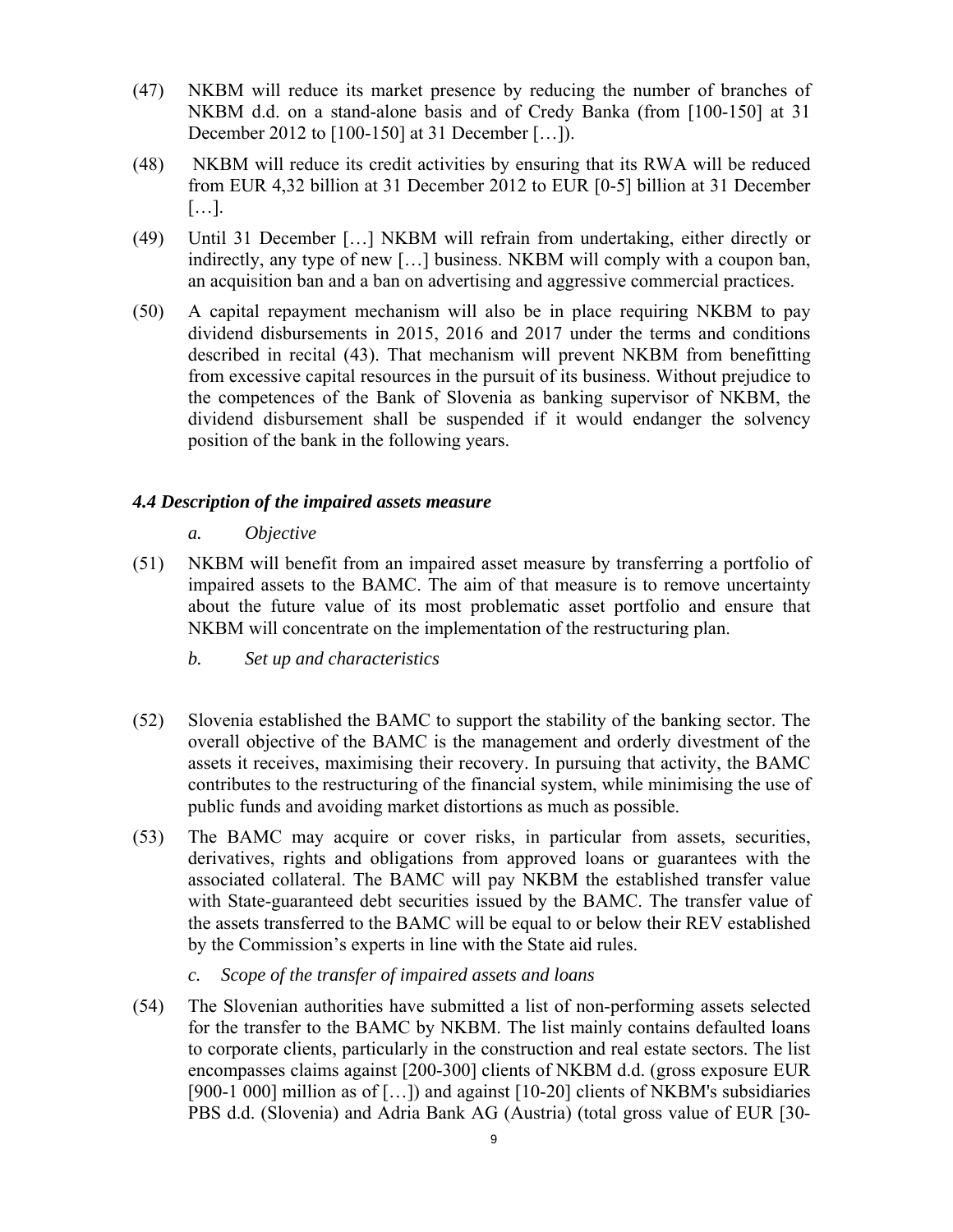(47) NKBM will reduce its market presence by reducing the number of branches of NKBM d.d. on a stand-alone basis and of Credy Banka (from [100-150] at 31 December 2012 to [100-150] at 31 December […]).

(48) NKBM will reduce its credit activities by ensuring that its RWA will be reduced from EUR 4,32 billion at 31 December 2012 to EUR [0-5] billion at 31 December […].

(49) Until 31 December […] NKBM will refrain from undertaking, either directly or indirectly, any type of new […] business. NKBM will comply with a coupon ban, an acquisition ban and a ban on advertising and aggressive commercial practices.

(50) A capital repayment mechanism will also be in place requiring NKBM to pay dividend disbursements in 2015, 2016 and 2017 under the terms and conditions described in recital (43). That mechanism will prevent NKBM from benefitting from excessive capital resources in the pursuit of its business. Without prejudice to the competences of the Bank of Slovenia as banking supervisor of NKBM, the dividend disbursement shall be suspended if it would endanger the solvency position of the bank in the following years.

### *4.4 Description of the impaired assets measure*

*a. Objective*

(51) NKBM will benefit from an impaired asset measure by transferring a portfolio of impaired assets to the BAMC. The aim of that measure is to remove uncertainty about the future value of its most problematic asset portfolio and ensure that NKBM will concentrate on the implementation of the restructuring plan.

*b. Set up and characteristics*

(52) Slovenia established the BAMC to support the stability of the banking sector. The overall objective of the BAMC is the management and orderly divestment of the assets it receives, maximising their recovery. In pursuing that activity, the BAMC contributes to the restructuring of the financial system, while minimising the use of public funds and avoiding market distortions as much as possible.

(53) The BAMC may acquire or cover risks, in particular from assets, securities, derivatives, rights and obligations from approved loans or guarantees with the associated collateral. The BAMC will pay NKBM the established transfer value with State-guaranteed debt securities issued by the BAMC. The transfer value of the assets transferred to the BAMC will be equal to or below their REV established by the Commission's experts in line with the State aid rules.

*c. Scope of the transfer of impaired assets and loans*

(54) The Slovenian authorities have submitted a list of non-performing assets selected for the transfer to the BAMC by NKBM. The list mainly contains defaulted loans to corporate clients, particularly in the construction and real estate sectors. The list encompasses claims against [200-300] clients of NKBM d.d. (gross exposure EUR [900-1 000] million as of […]) and against [10-20] clients of NKBM's subsidiaries PBS d.d. (Slovenia) and Adria Bank AG (Austria) (total gross value of EUR [30-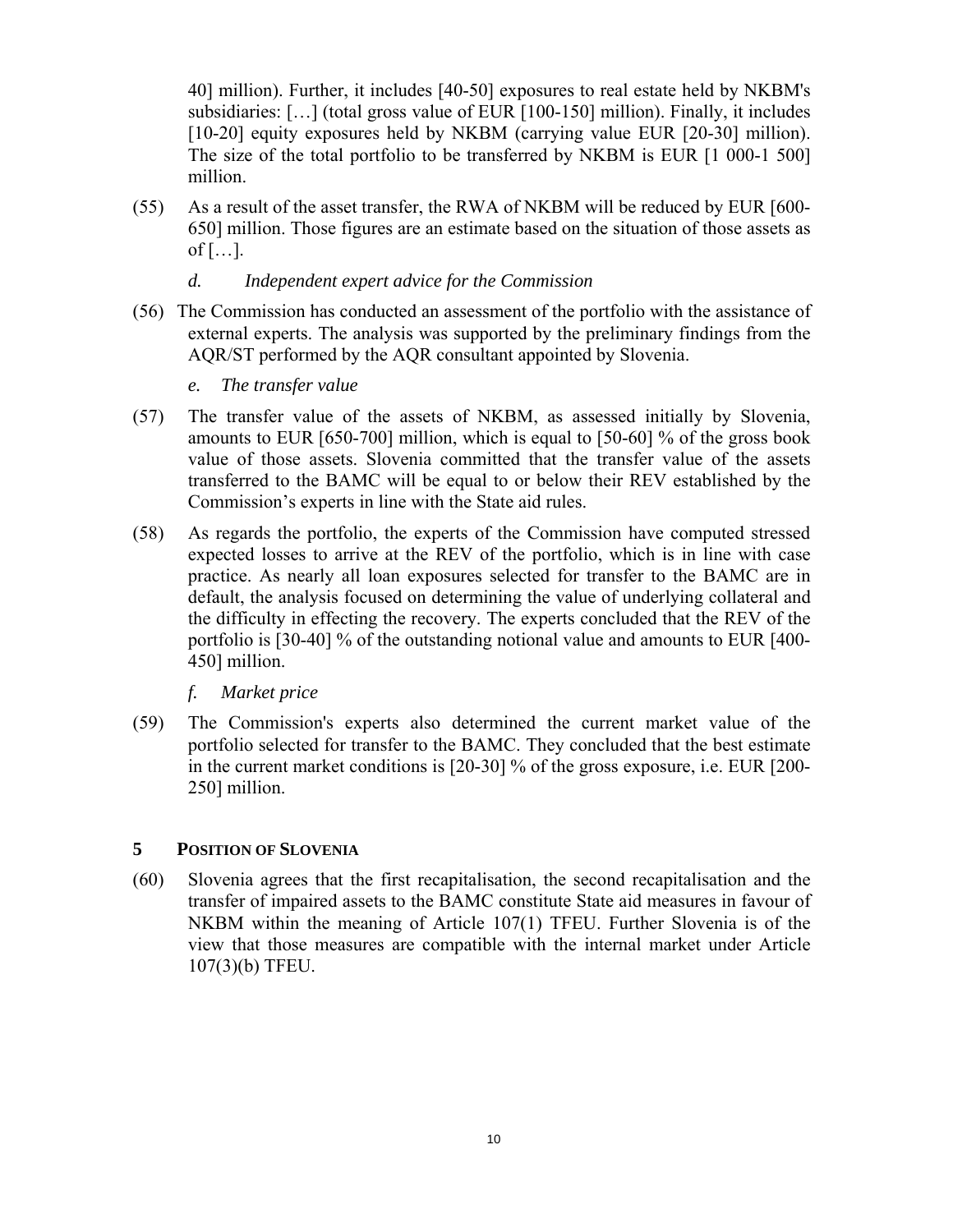40] million). Further, it includes [40-50] exposures to real estate held by NKBM's subsidiaries: […] (total gross value of EUR [100-150] million). Finally, it includes [10-20] equity exposures held by NKBM (carrying value EUR [20-30] million). The size of the total portfolio to be transferred by NKBM is EUR [1 000-1 500] million.

(55) As a result of the asset transfer, the RWA of NKBM will be reduced by EUR [600-650] million. Those figures are an estimate based on the situation of those assets as of […].

*d. Independent expert advice for the Commission*

(56) The Commission has conducted an assessment of the portfolio with the assistance of external experts. The analysis was supported by the preliminary findings from the AQR/ST performed by the AQR consultant appointed by Slovenia.

*e. The transfer value*

(57) The transfer value of the assets of NKBM, as assessed initially by Slovenia, amounts to EUR [650-700] million, which is equal to [50-60] % of the gross book value of those assets. Slovenia committed that the transfer value of the assets transferred to the BAMC will be equal to or below their REV established by the Commission's experts in line with the State aid rules.

(58) As regards the portfolio, the experts of the Commission have computed stressed expected losses to arrive at the REV of the portfolio, which is in line with case practice. As nearly all loan exposures selected for transfer to the BAMC are in default, the analysis focused on determining the value of underlying collateral and the difficulty in effecting the recovery. The experts concluded that the REV of the portfolio is [30-40] % of the outstanding notional value and amounts to EUR [400-450] million.

*f. Market price*

(59) The Commission's experts also determined the current market value of the portfolio selected for transfer to the BAMC. They concluded that the best estimate in the current market conditions is [20-30] % of the gross exposure, i.e. EUR [200-250] million.

## 5 POSITION OF SLOVENIA

(60) Slovenia agrees that the first recapitalisation, the second recapitalisation and the transfer of impaired assets to the BAMC constitute State aid measures in favour of NKBM within the meaning of Article 107(1) TFEU. Further Slovenia is of the view that those measures are compatible with the internal market under Article 107(3)(b) TFEU.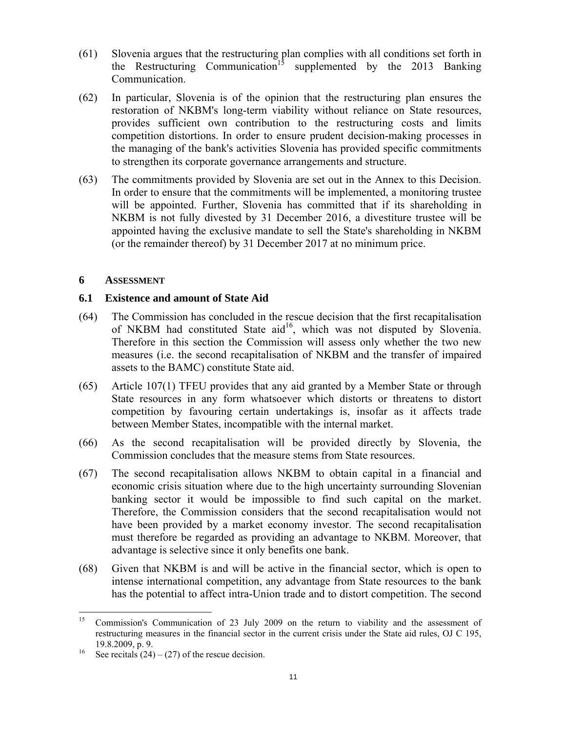(61) Slovenia argues that the restructuring plan complies with all conditions set forth in the Restructuring Communication[15] supplemented by the 2013 Banking Communication.

(62) In particular, Slovenia is of the opinion that the restructuring plan ensures the restoration of NKBM's long-term viability without reliance on State resources, provides sufficient own contribution to the restructuring costs and limits competition distortions. In order to ensure prudent decision-making processes in the managing of the bank's activities Slovenia has provided specific commitments to strengthen its corporate governance arrangements and structure.

(63) The commitments provided by Slovenia are set out in the Annex to this Decision. In order to ensure that the commitments will be implemented, a monitoring trustee will be appointed. Further, Slovenia has committed that if its shareholding in NKBM is not fully divested by 31 December 2016, a divestiture trustee will be appointed having the exclusive mandate to sell the State's shareholding in NKBM (or the remainder thereof) by 31 December 2017 at no minimum price.

## 6 ASSESSMENT

### 6.1 Existence and amount of State Aid

(64) The Commission has concluded in the rescue decision that the first recapitalisation of NKBM had constituted State aid[16], which was not disputed by Slovenia. Therefore in this section the Commission will assess only whether the two new measures (i.e. the second recapitalisation of NKBM and the transfer of impaired assets to the BAMC) constitute State aid.

(65) Article 107(1) TFEU provides that any aid granted by a Member State or through State resources in any form whatsoever which distorts or threatens to distort competition by favouring certain undertakings is, insofar as it affects trade between Member States, incompatible with the internal market.

(66) As the second recapitalisation will be provided directly by Slovenia, the Commission concludes that the measure stems from State resources.

(67) The second recapitalisation allows NKBM to obtain capital in a financial and economic crisis situation where due to the high uncertainty surrounding Slovenian banking sector it would be impossible to find such capital on the market. Therefore, the Commission considers that the second recapitalisation would not have been provided by a market economy investor. The second recapitalisation must therefore be regarded as providing an advantage to NKBM. Moreover, that advantage is selective since it only benefits one bank.

(68) Given that NKBM is and will be active in the financial sector, which is open to intense international competition, any advantage from State resources to the bank has the potential to affect intra-Union trade and to distort competition. The second

---

[15] Commission's Communication of 23 July 2009 on the return to viability and the assessment of restructuring measures in the financial sector in the current crisis under the State aid rules, OJ C 195, 19.8.2009, p. 9.

[16] See recitals (24) – (27) of the rescue decision.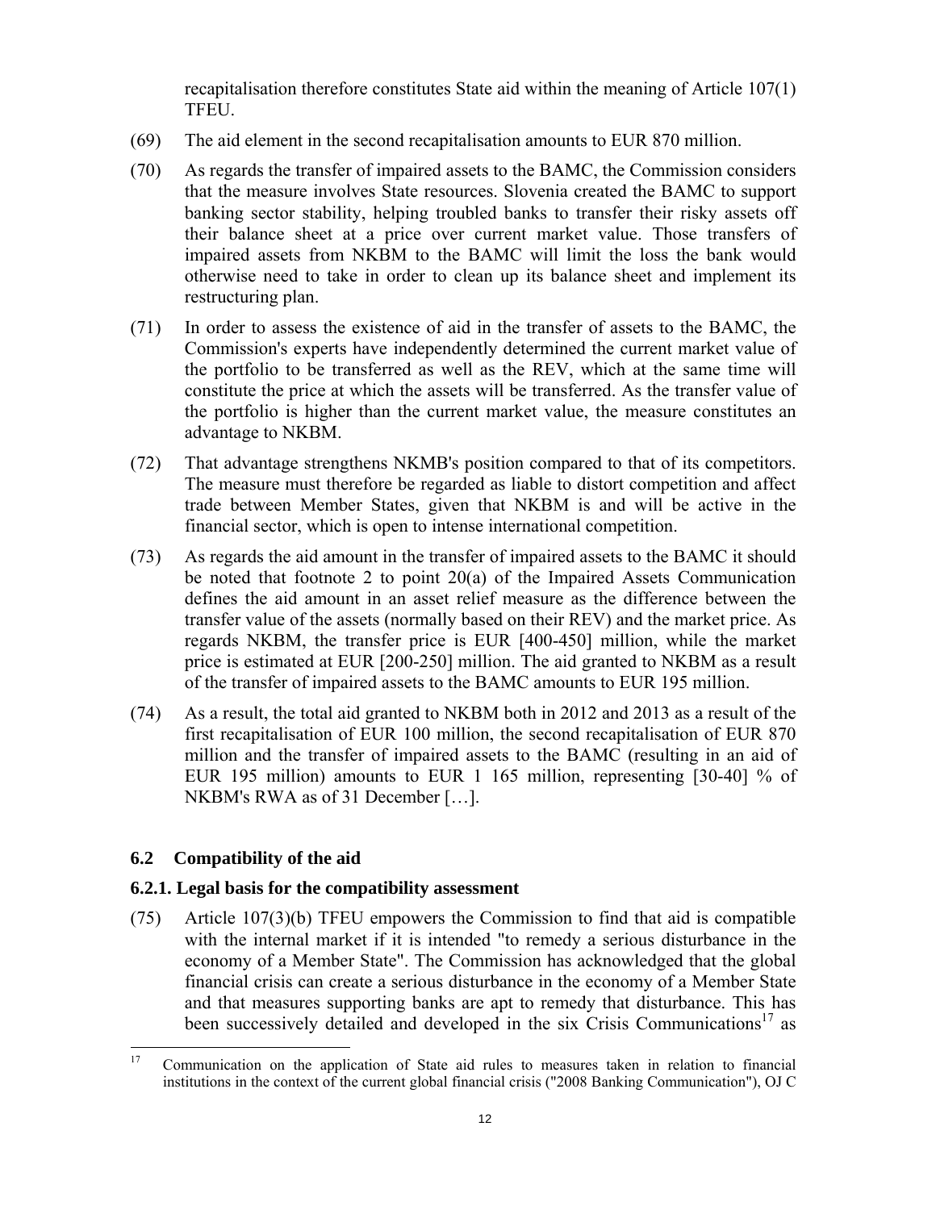recapitalisation therefore constitutes State aid within the meaning of Article 107(1) TFEU.

(69) The aid element in the second recapitalisation amounts to EUR 870 million.

(70) As regards the transfer of impaired assets to the BAMC, the Commission considers that the measure involves State resources. Slovenia created the BAMC to support banking sector stability, helping troubled banks to transfer their risky assets off their balance sheet at a price over current market value. Those transfers of impaired assets from NKBM to the BAMC will limit the loss the bank would otherwise need to take in order to clean up its balance sheet and implement its restructuring plan.

(71) In order to assess the existence of aid in the transfer of assets to the BAMC, the Commission's experts have independently determined the current market value of the portfolio to be transferred as well as the REV, which at the same time will constitute the price at which the assets will be transferred. As the transfer value of the portfolio is higher than the current market value, the measure constitutes an advantage to NKBM.

(72) That advantage strengthens NKMB's position compared to that of its competitors. The measure must therefore be regarded as liable to distort competition and affect trade between Member States, given that NKBM is and will be active in the financial sector, which is open to intense international competition.

(73) As regards the aid amount in the transfer of impaired assets to the BAMC it should be noted that footnote 2 to point 20(a) of the Impaired Assets Communication defines the aid amount in an asset relief measure as the difference between the transfer value of the assets (normally based on their REV) and the market price. As regards NKBM, the transfer price is EUR [400-450] million, while the market price is estimated at EUR [200-250] million. The aid granted to NKBM as a result of the transfer of impaired assets to the BAMC amounts to EUR 195 million.

(74) As a result, the total aid granted to NKBM both in 2012 and 2013 as a result of the first recapitalisation of EUR 100 million, the second recapitalisation of EUR 870 million and the transfer of impaired assets to the BAMC (resulting in an aid of EUR 195 million) amounts to EUR 1 165 million, representing [30-40] % of NKBM's RWA as of 31 December […].

## 6.2 Compatibility of the aid

### 6.2.1. Legal basis for the compatibility assessment

(75) Article 107(3)(b) TFEU empowers the Commission to find that aid is compatible with the internal market if it is intended "to remedy a serious disturbance in the economy of a Member State". The Commission has acknowledged that the global financial crisis can create a serious disturbance in the economy of a Member State and that measures supporting banks are apt to remedy that disturbance. This has been successively detailed and developed in the six Crisis Communications[17] as

---

[17] Communication on the application of State aid rules to measures taken in relation to financial institutions in the context of the current global financial crisis ("2008 Banking Communication"), OJ C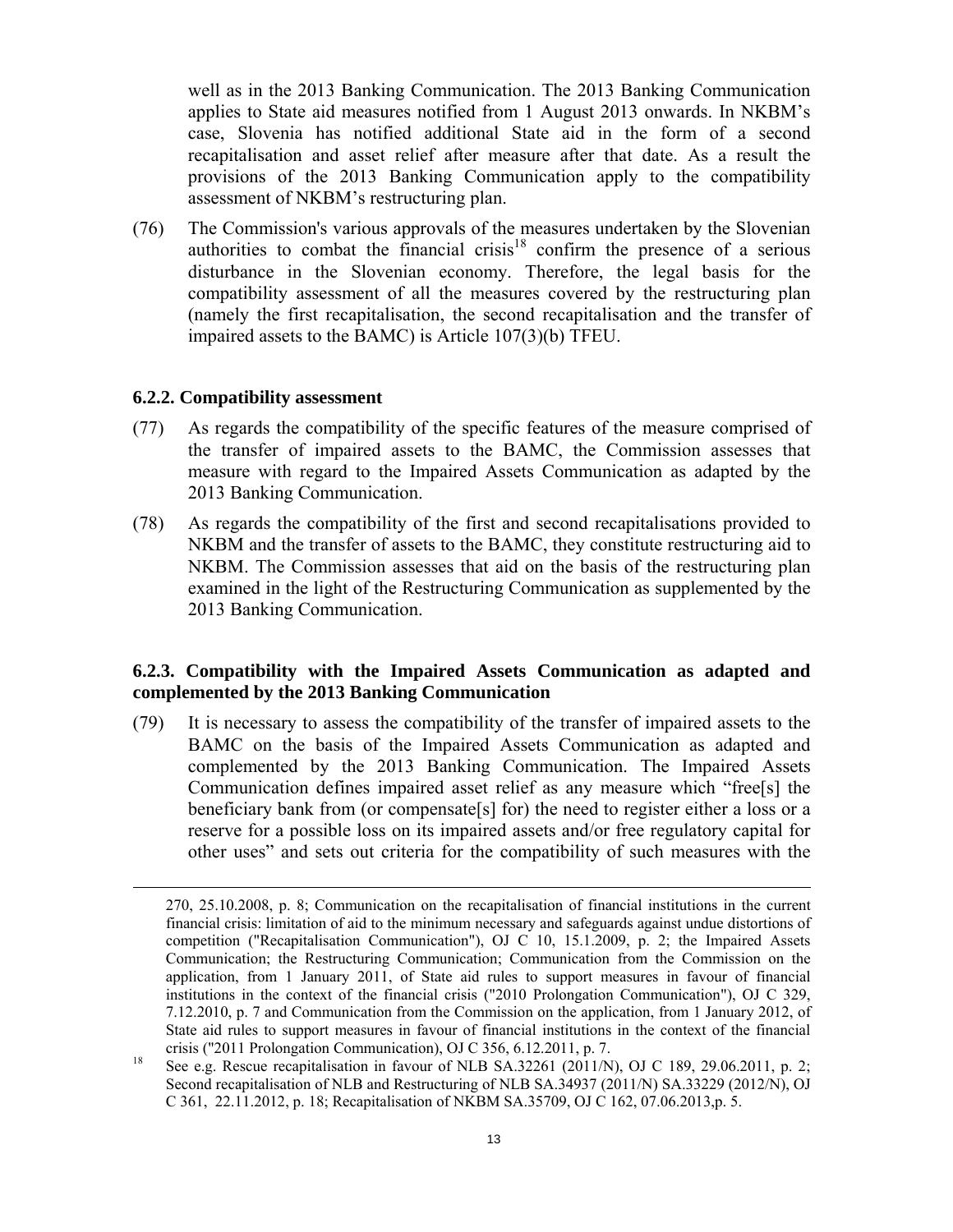well as in the 2013 Banking Communication. The 2013 Banking Communication applies to State aid measures notified from 1 August 2013 onwards. In NKBM's case, Slovenia has notified additional State aid in the form of a second recapitalisation and asset relief after measure after that date. As a result the provisions of the 2013 Banking Communication apply to the compatibility assessment of NKBM's restructuring plan.

(76) The Commission's various approvals of the measures undertaken by the Slovenian authorities to combat the financial crisis[18] confirm the presence of a serious disturbance in the Slovenian economy. Therefore, the legal basis for the compatibility assessment of all the measures covered by the restructuring plan (namely the first recapitalisation, the second recapitalisation and the transfer of impaired assets to the BAMC) is Article 107(3)(b) TFEU.

#### 6.2.2. Compatibility assessment

(77) As regards the compatibility of the specific features of the measure comprised of the transfer of impaired assets to the BAMC, the Commission assesses that measure with regard to the Impaired Assets Communication as adapted by the 2013 Banking Communication.

(78) As regards the compatibility of the first and second recapitalisations provided to NKBM and the transfer of assets to the BAMC, they constitute restructuring aid to NKBM. The Commission assesses that aid on the basis of the restructuring plan examined in the light of the Restructuring Communication as supplemented by the 2013 Banking Communication.

#### 6.2.3. Compatibility with the Impaired Assets Communication as adapted and complemented by the 2013 Banking Communication

(79) It is necessary to assess the compatibility of the transfer of impaired assets to the BAMC on the basis of the Impaired Assets Communication as adapted and complemented by the 2013 Banking Communication. The Impaired Assets Communication defines impaired asset relief as any measure which "free[s] the beneficiary bank from (or compensate[s] for) the need to register either a loss or a reserve for a possible loss on its impaired assets and/or free regulatory capital for other uses" and sets out criteria for the compatibility of such measures with the

---

270, 25.10.2008, p. 8; Communication on the recapitalisation of financial institutions in the current financial crisis: limitation of aid to the minimum necessary and safeguards against undue distortions of competition ("Recapitalisation Communication"), OJ C 10, 15.1.2009, p. 2; the Impaired Assets Communication; the Restructuring Communication; Communication from the Commission on the application, from 1 January 2011, of State aid rules to support measures in favour of financial institutions in the context of the financial crisis ("2010 Prolongation Communication"), OJ C 329, 7.12.2010, p. 7 and Communication from the Commission on the application, from 1 January 2012, of State aid rules to support measures in favour of financial institutions in the context of the financial crisis ("2011 Prolongation Communication), OJ C 356, 6.12.2011, p. 7.

[18] See e.g. Rescue recapitalisation in favour of NLB SA.32261 (2011/N), OJ C 189, 29.06.2011, p. 2; Second recapitalisation of NLB and Restructuring of NLB SA.34937 (2011/N) SA.33229 (2012/N), OJ C 361, 22.11.2012, p. 18; Recapitalisation of NKBM SA.35709, OJ C 162, 07.06.2013,p. 5.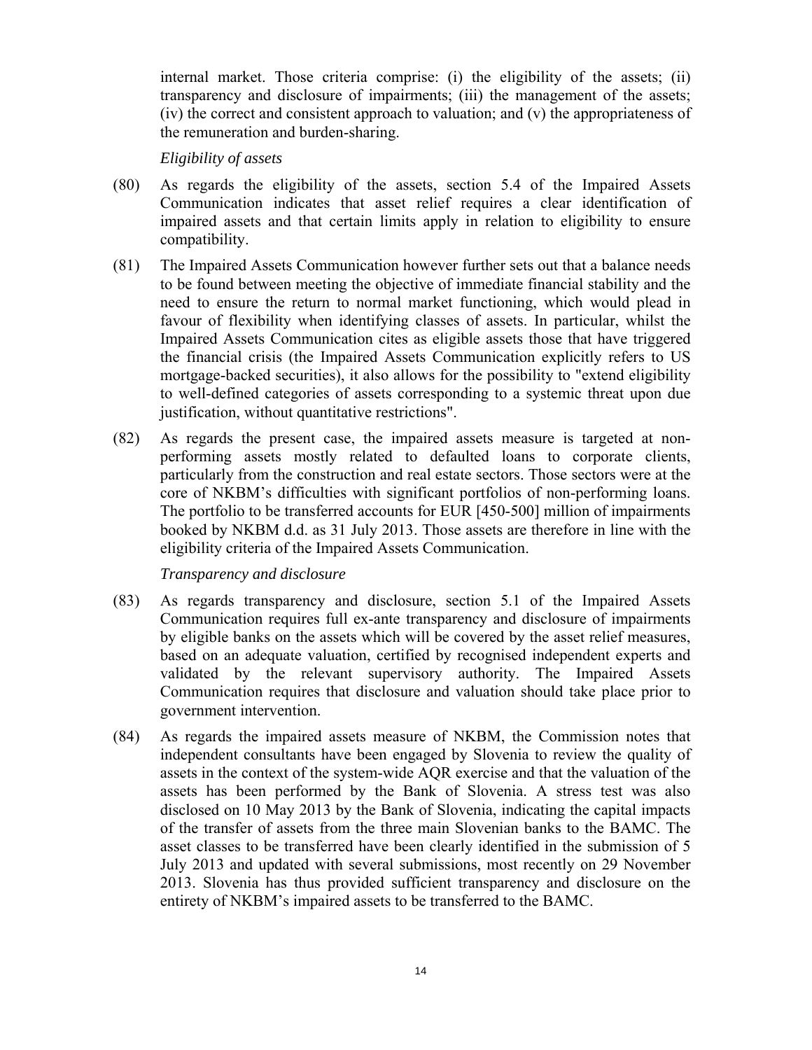internal market. Those criteria comprise: (i) the eligibility of the assets; (ii) transparency and disclosure of impairments; (iii) the management of the assets; (iv) the correct and consistent approach to valuation; and (v) the appropriateness of the remuneration and burden-sharing.

*Eligibility of assets*

(80) As regards the eligibility of the assets, section 5.4 of the Impaired Assets Communication indicates that asset relief requires a clear identification of impaired assets and that certain limits apply in relation to eligibility to ensure compatibility.

(81) The Impaired Assets Communication however further sets out that a balance needs to be found between meeting the objective of immediate financial stability and the need to ensure the return to normal market functioning, which would plead in favour of flexibility when identifying classes of assets. In particular, whilst the Impaired Assets Communication cites as eligible assets those that have triggered the financial crisis (the Impaired Assets Communication explicitly refers to US mortgage-backed securities), it also allows for the possibility to "extend eligibility to well-defined categories of assets corresponding to a systemic threat upon due justification, without quantitative restrictions".

(82) As regards the present case, the impaired assets measure is targeted at non-performing assets mostly related to defaulted loans to corporate clients, particularly from the construction and real estate sectors. Those sectors were at the core of NKBM's difficulties with significant portfolios of non-performing loans. The portfolio to be transferred accounts for EUR [450-500] million of impairments booked by NKBM d.d. as 31 July 2013. Those assets are therefore in line with the eligibility criteria of the Impaired Assets Communication.

*Transparency and disclosure*

(83) As regards transparency and disclosure, section 5.1 of the Impaired Assets Communication requires full ex-ante transparency and disclosure of impairments by eligible banks on the assets which will be covered by the asset relief measures, based on an adequate valuation, certified by recognised independent experts and validated by the relevant supervisory authority. The Impaired Assets Communication requires that disclosure and valuation should take place prior to government intervention.

(84) As regards the impaired assets measure of NKBM, the Commission notes that independent consultants have been engaged by Slovenia to review the quality of assets in the context of the system-wide AQR exercise and that the valuation of the assets has been performed by the Bank of Slovenia. A stress test was also disclosed on 10 May 2013 by the Bank of Slovenia, indicating the capital impacts of the transfer of assets from the three main Slovenian banks to the BAMC. The asset classes to be transferred have been clearly identified in the submission of 5 July 2013 and updated with several submissions, most recently on 29 November 2013. Slovenia has thus provided sufficient transparency and disclosure on the entirety of NKBM's impaired assets to be transferred to the BAMC.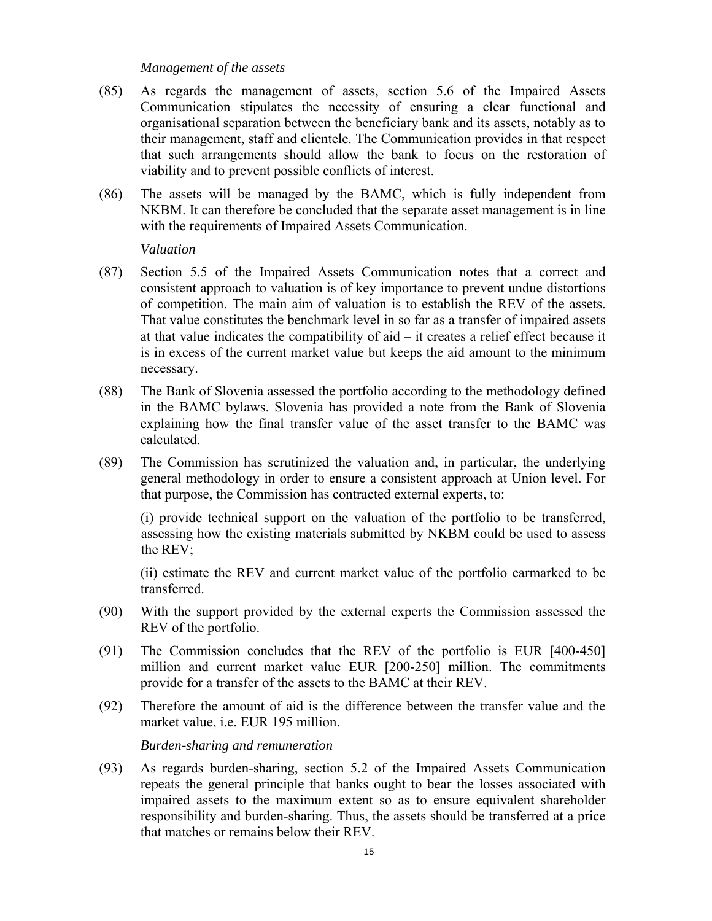*Management of the assets*

(85) As regards the management of assets, section 5.6 of the Impaired Assets Communication stipulates the necessity of ensuring a clear functional and organisational separation between the beneficiary bank and its assets, notably as to their management, staff and clientele. The Communication provides in that respect that such arrangements should allow the bank to focus on the restoration of viability and to prevent possible conflicts of interest.

(86) The assets will be managed by the BAMC, which is fully independent from NKBM. It can therefore be concluded that the separate asset management is in line with the requirements of Impaired Assets Communication.

*Valuation*

(87) Section 5.5 of the Impaired Assets Communication notes that a correct and consistent approach to valuation is of key importance to prevent undue distortions of competition. The main aim of valuation is to establish the REV of the assets. That value constitutes the benchmark level in so far as a transfer of impaired assets at that value indicates the compatibility of aid – it creates a relief effect because it is in excess of the current market value but keeps the aid amount to the minimum necessary.

(88) The Bank of Slovenia assessed the portfolio according to the methodology defined in the BAMC bylaws. Slovenia has provided a note from the Bank of Slovenia explaining how the final transfer value of the asset transfer to the BAMC was calculated.

(89) The Commission has scrutinized the valuation and, in particular, the underlying general methodology in order to ensure a consistent approach at Union level. For that purpose, the Commission has contracted external experts, to:

(i) provide technical support on the valuation of the portfolio to be transferred, assessing how the existing materials submitted by NKBM could be used to assess the REV;

(ii) estimate the REV and current market value of the portfolio earmarked to be transferred.

(90) With the support provided by the external experts the Commission assessed the REV of the portfolio.

(91) The Commission concludes that the REV of the portfolio is EUR [400-450] million and current market value EUR [200-250] million. The commitments provide for a transfer of the assets to the BAMC at their REV.

(92) Therefore the amount of aid is the difference between the transfer value and the market value, i.e. EUR 195 million.

*Burden-sharing and remuneration*

(93) As regards burden-sharing, section 5.2 of the Impaired Assets Communication repeats the general principle that banks ought to bear the losses associated with impaired assets to the maximum extent so as to ensure equivalent shareholder responsibility and burden-sharing. Thus, the assets should be transferred at a price that matches or remains below their REV.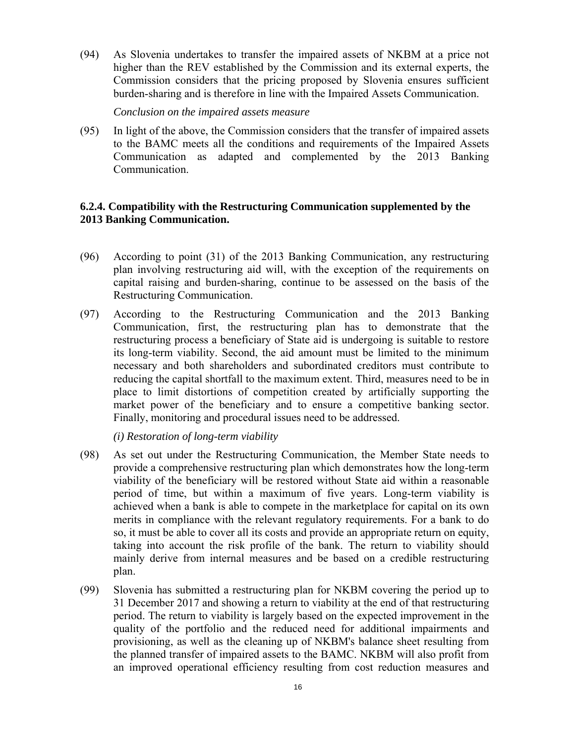(94) As Slovenia undertakes to transfer the impaired assets of NKBM at a price not higher than the REV established by the Commission and its external experts, the Commission considers that the pricing proposed by Slovenia ensures sufficient burden-sharing and is therefore in line with the Impaired Assets Communication.

*Conclusion on the impaired assets measure*

(95) In light of the above, the Commission considers that the transfer of impaired assets to the BAMC meets all the conditions and requirements of the Impaired Assets Communication as adapted and complemented by the 2013 Banking Communication.

### 6.2.4. Compatibility with the Restructuring Communication supplemented by the 2013 Banking Communication.

(96) According to point (31) of the 2013 Banking Communication, any restructuring plan involving restructuring aid will, with the exception of the requirements on capital raising and burden-sharing, continue to be assessed on the basis of the Restructuring Communication.

(97) According to the Restructuring Communication and the 2013 Banking Communication, first, the restructuring plan has to demonstrate that the restructuring process a beneficiary of State aid is undergoing is suitable to restore its long-term viability. Second, the aid amount must be limited to the minimum necessary and both shareholders and subordinated creditors must contribute to reducing the capital shortfall to the maximum extent. Third, measures need to be in place to limit distortions of competition created by artificially supporting the market power of the beneficiary and to ensure a competitive banking sector. Finally, monitoring and procedural issues need to be addressed.

*(i) Restoration of long-term viability*

(98) As set out under the Restructuring Communication, the Member State needs to provide a comprehensive restructuring plan which demonstrates how the long-term viability of the beneficiary will be restored without State aid within a reasonable period of time, but within a maximum of five years. Long-term viability is achieved when a bank is able to compete in the marketplace for capital on its own merits in compliance with the relevant regulatory requirements. For a bank to do so, it must be able to cover all its costs and provide an appropriate return on equity, taking into account the risk profile of the bank. The return to viability should mainly derive from internal measures and be based on a credible restructuring plan.

(99) Slovenia has submitted a restructuring plan for NKBM covering the period up to 31 December 2017 and showing a return to viability at the end of that restructuring period. The return to viability is largely based on the expected improvement in the quality of the portfolio and the reduced need for additional impairments and provisioning, as well as the cleaning up of NKBM's balance sheet resulting from the planned transfer of impaired assets to the BAMC. NKBM will also profit from an improved operational efficiency resulting from cost reduction measures and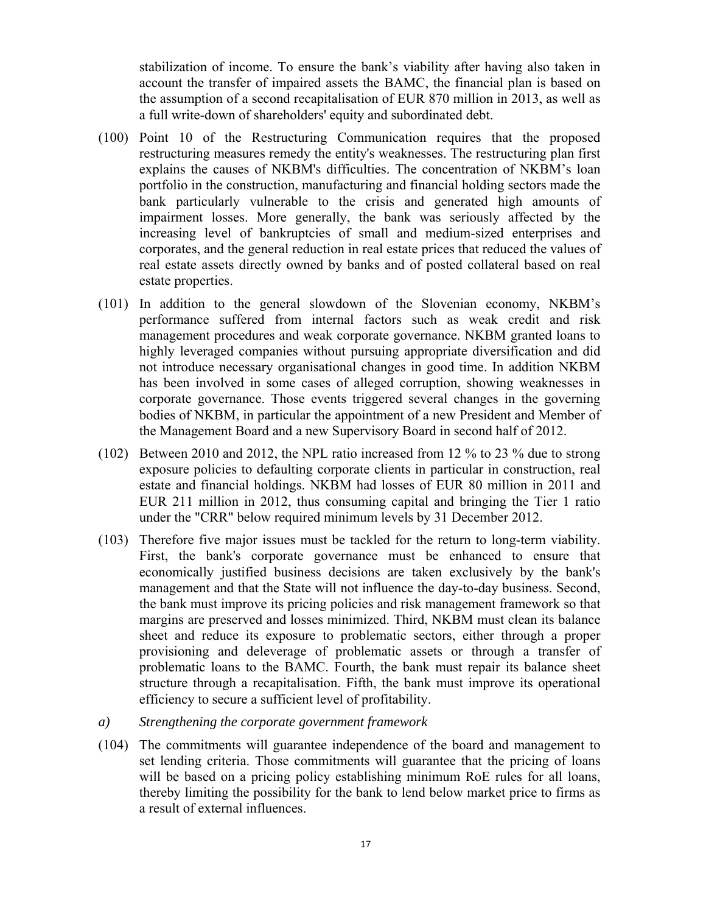stabilization of income. To ensure the bank's viability after having also taken in account the transfer of impaired assets the BAMC, the financial plan is based on the assumption of a second recapitalisation of EUR 870 million in 2013, as well as a full write-down of shareholders' equity and subordinated debt.

(100) Point 10 of the Restructuring Communication requires that the proposed restructuring measures remedy the entity's weaknesses. The restructuring plan first explains the causes of NKBM's difficulties. The concentration of NKBM's loan portfolio in the construction, manufacturing and financial holding sectors made the bank particularly vulnerable to the crisis and generated high amounts of impairment losses. More generally, the bank was seriously affected by the increasing level of bankruptcies of small and medium-sized enterprises and corporates, and the general reduction in real estate prices that reduced the values of real estate assets directly owned by banks and of posted collateral based on real estate properties.

(101) In addition to the general slowdown of the Slovenian economy, NKBM's performance suffered from internal factors such as weak credit and risk management procedures and weak corporate governance. NKBM granted loans to highly leveraged companies without pursuing appropriate diversification and did not introduce necessary organisational changes in good time. In addition NKBM has been involved in some cases of alleged corruption, showing weaknesses in corporate governance. Those events triggered several changes in the governing bodies of NKBM, in particular the appointment of a new President and Member of the Management Board and a new Supervisory Board in second half of 2012.

(102) Between 2010 and 2012, the NPL ratio increased from 12 % to 23 % due to strong exposure policies to defaulting corporate clients in particular in construction, real estate and financial holdings. NKBM had losses of EUR 80 million in 2011 and EUR 211 million in 2012, thus consuming capital and bringing the Tier 1 ratio under the "CRR" below required minimum levels by 31 December 2012.

(103) Therefore five major issues must be tackled for the return to long-term viability. First, the bank's corporate governance must be enhanced to ensure that economically justified business decisions are taken exclusively by the bank's management and that the State will not influence the day-to-day business. Second, the bank must improve its pricing policies and risk management framework so that margins are preserved and losses minimized. Third, NKBM must clean its balance sheet and reduce its exposure to problematic sectors, either through a proper provisioning and deleverage of problematic assets or through a transfer of problematic loans to the BAMC. Fourth, the bank must repair its balance sheet structure through a recapitalisation. Fifth, the bank must improve its operational efficiency to secure a sufficient level of profitability.

*a) Strengthening the corporate government framework*

(104) The commitments will guarantee independence of the board and management to set lending criteria. Those commitments will guarantee that the pricing of loans will be based on a pricing policy establishing minimum RoE rules for all loans, thereby limiting the possibility for the bank to lend below market price to firms as a result of external influences.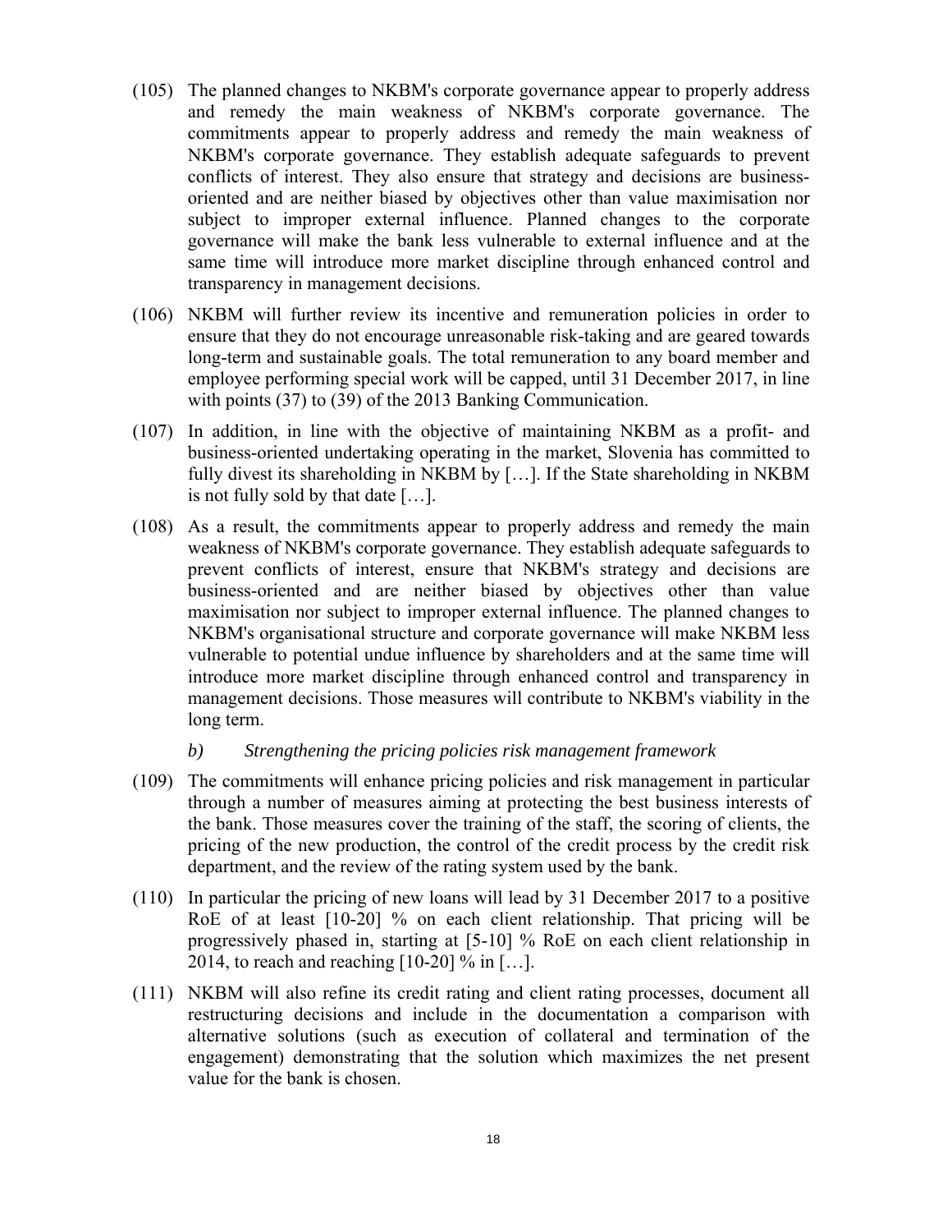(105) The planned changes to NKBM's corporate governance appear to properly address and remedy the main weakness of NKBM's corporate governance. The commitments appear to properly address and remedy the main weakness of NKBM's corporate governance. They establish adequate safeguards to prevent conflicts of interest. They also ensure that strategy and decisions are business-oriented and are neither biased by objectives other than value maximisation nor subject to improper external influence. Planned changes to the corporate governance will make the bank less vulnerable to external influence and at the same time will introduce more market discipline through enhanced control and transparency in management decisions.

(106) NKBM will further review its incentive and remuneration policies in order to ensure that they do not encourage unreasonable risk-taking and are geared towards long-term and sustainable goals. The total remuneration to any board member and employee performing special work will be capped, until 31 December 2017, in line with points (37) to (39) of the 2013 Banking Communication.

(107) In addition, in line with the objective of maintaining NKBM as a profit- and business-oriented undertaking operating in the market, Slovenia has committed to fully divest its shareholding in NKBM by […]. If the State shareholding in NKBM is not fully sold by that date […].

(108) As a result, the commitments appear to properly address and remedy the main weakness of NKBM's corporate governance. They establish adequate safeguards to prevent conflicts of interest, ensure that NKBM's strategy and decisions are business-oriented and are neither biased by objectives other than value maximisation nor subject to improper external influence. The planned changes to NKBM's organisational structure and corporate governance will make NKBM less vulnerable to potential undue influence by shareholders and at the same time will introduce more market discipline through enhanced control and transparency in management decisions. Those measures will contribute to NKBM's viability in the long term.

*b) Strengthening the pricing policies risk management framework*

(109) The commitments will enhance pricing policies and risk management in particular through a number of measures aiming at protecting the best business interests of the bank. Those measures cover the training of the staff, the scoring of clients, the pricing of the new production, the control of the credit process by the credit risk department, and the review of the rating system used by the bank.

(110) In particular the pricing of new loans will lead by 31 December 2017 to a positive RoE of at least [10-20] % on each client relationship. That pricing will be progressively phased in, starting at [5-10] % RoE on each client relationship in 2014, to reach and reaching [10-20] % in […].

(111) NKBM will also refine its credit rating and client rating processes, document all restructuring decisions and include in the documentation a comparison with alternative solutions (such as execution of collateral and termination of the engagement) demonstrating that the solution which maximizes the net present value for the bank is chosen.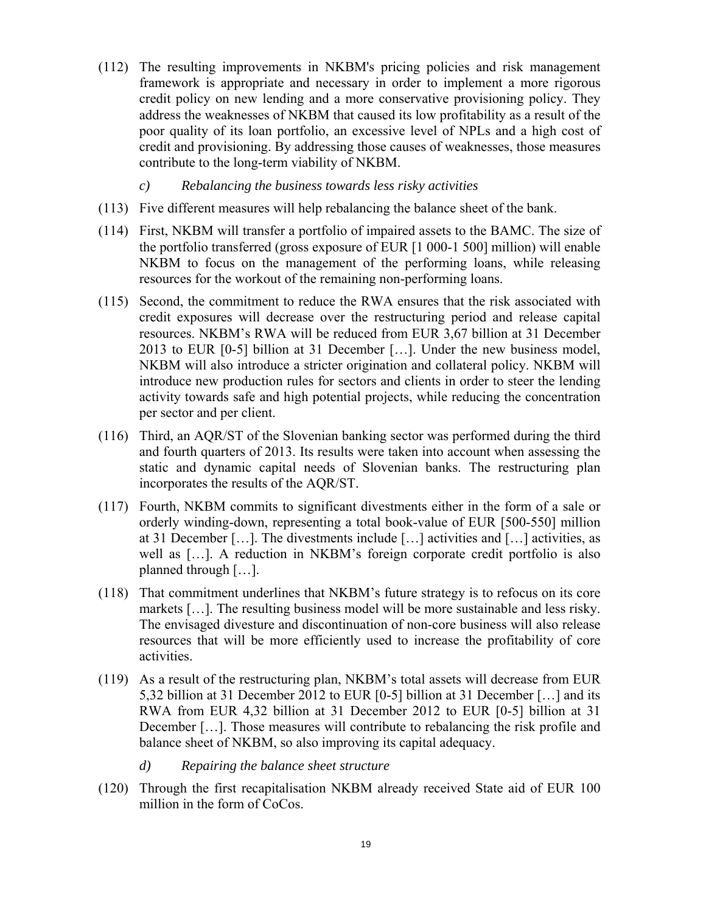(112) The resulting improvements in NKBM's pricing policies and risk management framework is appropriate and necessary in order to implement a more rigorous credit policy on new lending and a more conservative provisioning policy. They address the weaknesses of NKBM that caused its low profitability as a result of the poor quality of its loan portfolio, an excessive level of NPLs and a high cost of credit and provisioning. By addressing those causes of weaknesses, those measures contribute to the long-term viability of NKBM.

*c) Rebalancing the business towards less risky activities*

(113) Five different measures will help rebalancing the balance sheet of the bank.

(114) First, NKBM will transfer a portfolio of impaired assets to the BAMC. The size of the portfolio transferred (gross exposure of EUR [1 000-1 500] million) will enable NKBM to focus on the management of the performing loans, while releasing resources for the workout of the remaining non-performing loans.

(115) Second, the commitment to reduce the RWA ensures that the risk associated with credit exposures will decrease over the restructuring period and release capital resources. NKBM's RWA will be reduced from EUR 3,67 billion at 31 December 2013 to EUR [0-5] billion at 31 December […]. Under the new business model, NKBM will also introduce a stricter origination and collateral policy. NKBM will introduce new production rules for sectors and clients in order to steer the lending activity towards safe and high potential projects, while reducing the concentration per sector and per client.

(116) Third, an AQR/ST of the Slovenian banking sector was performed during the third and fourth quarters of 2013. Its results were taken into account when assessing the static and dynamic capital needs of Slovenian banks. The restructuring plan incorporates the results of the AQR/ST.

(117) Fourth, NKBM commits to significant divestments either in the form of a sale or orderly winding-down, representing a total book-value of EUR [500-550] million at 31 December […]. The divestments include […] activities and […] activities, as well as […]. A reduction in NKBM's foreign corporate credit portfolio is also planned through […].

(118) That commitment underlines that NKBM's future strategy is to refocus on its core markets […]. The resulting business model will be more sustainable and less risky. The envisaged divesture and discontinuation of non-core business will also release resources that will be more efficiently used to increase the profitability of core activities.

(119) As a result of the restructuring plan, NKBM's total assets will decrease from EUR 5,32 billion at 31 December 2012 to EUR [0-5] billion at 31 December […] and its RWA from EUR 4,32 billion at 31 December 2012 to EUR [0-5] billion at 31 December […]. Those measures will contribute to rebalancing the risk profile and balance sheet of NKBM, so also improving its capital adequacy.

*d) Repairing the balance sheet structure*

(120) Through the first recapitalisation NKBM already received State aid of EUR 100 million in the form of CoCos.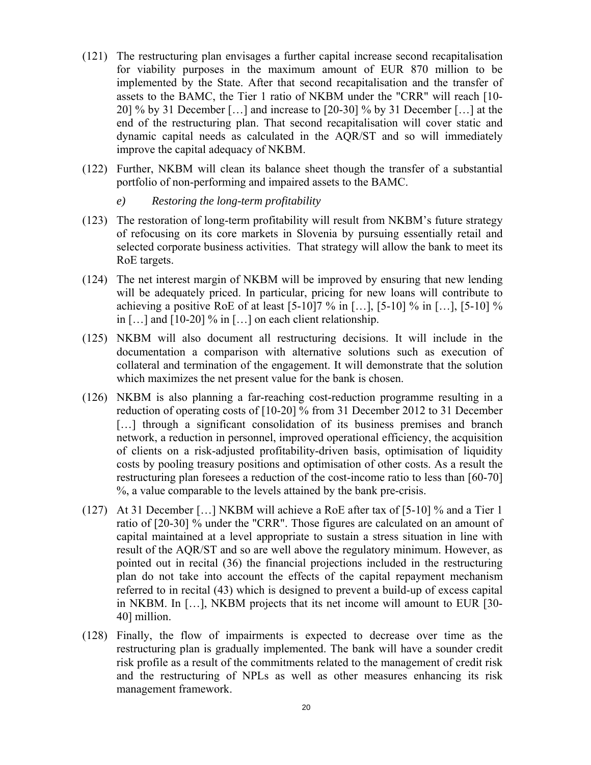(121) The restructuring plan envisages a further capital increase second recapitalisation for viability purposes in the maximum amount of EUR 870 million to be implemented by the State. After that second recapitalisation and the transfer of assets to the BAMC, the Tier 1 ratio of NKBM under the "CRR" will reach [10-20] % by 31 December […] and increase to [20-30] % by 31 December […] at the end of the restructuring plan. That second recapitalisation will cover static and dynamic capital needs as calculated in the AQR/ST and so will immediately improve the capital adequacy of NKBM.

(122) Further, NKBM will clean its balance sheet though the transfer of a substantial portfolio of non-performing and impaired assets to the BAMC.

*e) Restoring the long-term profitability*

(123) The restoration of long-term profitability will result from NKBM's future strategy of refocusing on its core markets in Slovenia by pursuing essentially retail and selected corporate business activities. That strategy will allow the bank to meet its RoE targets.

(124) The net interest margin of NKBM will be improved by ensuring that new lending will be adequately priced. In particular, pricing for new loans will contribute to achieving a positive RoE of at least [5-10]7 % in […], [5-10] % in […], [5-10] % in […] and [10-20] % in […] on each client relationship.

(125) NKBM will also document all restructuring decisions. It will include in the documentation a comparison with alternative solutions such as execution of collateral and termination of the engagement. It will demonstrate that the solution which maximizes the net present value for the bank is chosen.

(126) NKBM is also planning a far-reaching cost-reduction programme resulting in a reduction of operating costs of [10-20] % from 31 December 2012 to 31 December […] through a significant consolidation of its business premises and branch network, a reduction in personnel, improved operational efficiency, the acquisition of clients on a risk-adjusted profitability-driven basis, optimisation of liquidity costs by pooling treasury positions and optimisation of other costs. As a result the restructuring plan foresees a reduction of the cost-income ratio to less than [60-70] %, a value comparable to the levels attained by the bank pre-crisis.

(127) At 31 December […] NKBM will achieve a RoE after tax of [5-10] % and a Tier 1 ratio of [20-30] % under the "CRR". Those figures are calculated on an amount of capital maintained at a level appropriate to sustain a stress situation in line with result of the AQR/ST and so are well above the regulatory minimum. However, as pointed out in recital (36) the financial projections included in the restructuring plan do not take into account the effects of the capital repayment mechanism referred to in recital (43) which is designed to prevent a build-up of excess capital in NKBM. In […], NKBM projects that its net income will amount to EUR [30-40] million.

(128) Finally, the flow of impairments is expected to decrease over time as the restructuring plan is gradually implemented. The bank will have a sounder credit risk profile as a result of the commitments related to the management of credit risk and the restructuring of NPLs as well as other measures enhancing its risk management framework.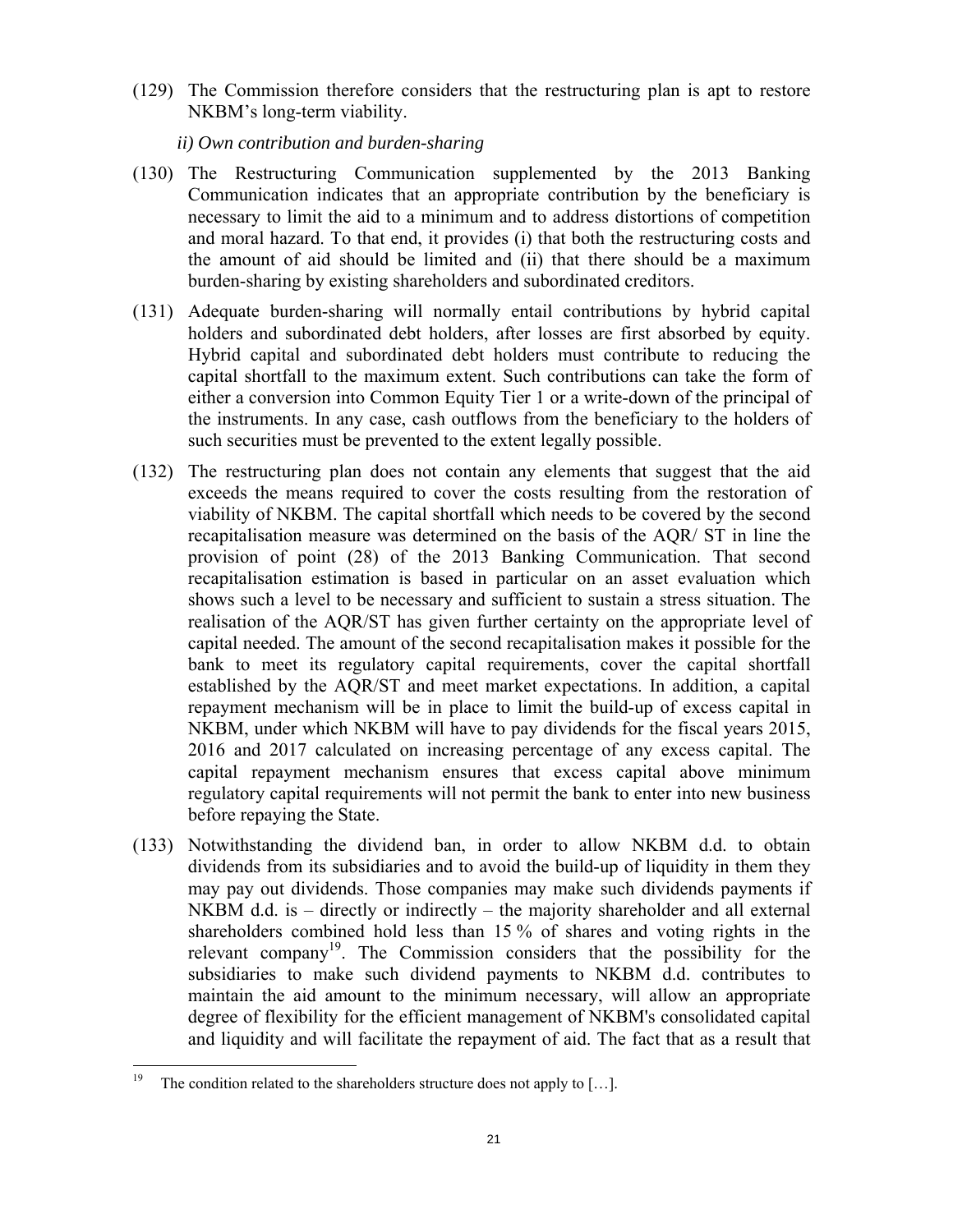(129) The Commission therefore considers that the restructuring plan is apt to restore NKBM's long-term viability.

*ii) Own contribution and burden-sharing*

(130) The Restructuring Communication supplemented by the 2013 Banking Communication indicates that an appropriate contribution by the beneficiary is necessary to limit the aid to a minimum and to address distortions of competition and moral hazard. To that end, it provides (i) that both the restructuring costs and the amount of aid should be limited and (ii) that there should be a maximum burden-sharing by existing shareholders and subordinated creditors.

(131) Adequate burden-sharing will normally entail contributions by hybrid capital holders and subordinated debt holders, after losses are first absorbed by equity. Hybrid capital and subordinated debt holders must contribute to reducing the capital shortfall to the maximum extent. Such contributions can take the form of either a conversion into Common Equity Tier 1 or a write-down of the principal of the instruments. In any case, cash outflows from the beneficiary to the holders of such securities must be prevented to the extent legally possible.

(132) The restructuring plan does not contain any elements that suggest that the aid exceeds the means required to cover the costs resulting from the restoration of viability of NKBM. The capital shortfall which needs to be covered by the second recapitalisation measure was determined on the basis of the AQR/ ST in line the provision of point (28) of the 2013 Banking Communication. That second recapitalisation estimation is based in particular on an asset evaluation which shows such a level to be necessary and sufficient to sustain a stress situation. The realisation of the AQR/ST has given further certainty on the appropriate level of capital needed. The amount of the second recapitalisation makes it possible for the bank to meet its regulatory capital requirements, cover the capital shortfall established by the AQR/ST and meet market expectations. In addition, a capital repayment mechanism will be in place to limit the build-up of excess capital in NKBM, under which NKBM will have to pay dividends for the fiscal years 2015, 2016 and 2017 calculated on increasing percentage of any excess capital. The capital repayment mechanism ensures that excess capital above minimum regulatory capital requirements will not permit the bank to enter into new business before repaying the State.

(133) Notwithstanding the dividend ban, in order to allow NKBM d.d. to obtain dividends from its subsidiaries and to avoid the build-up of liquidity in them they may pay out dividends. Those companies may make such dividends payments if NKBM d.d. is – directly or indirectly – the majority shareholder and all external shareholders combined hold less than 15 % of shares and voting rights in the relevant company[19]. The Commission considers that the possibility for the subsidiaries to make such dividend payments to NKBM d.d. contributes to maintain the aid amount to the minimum necessary, will allow an appropriate degree of flexibility for the efficient management of NKBM's consolidated capital and liquidity and will facilitate the repayment of aid. The fact that as a result that

[19] The condition related to the shareholders structure does not apply to […].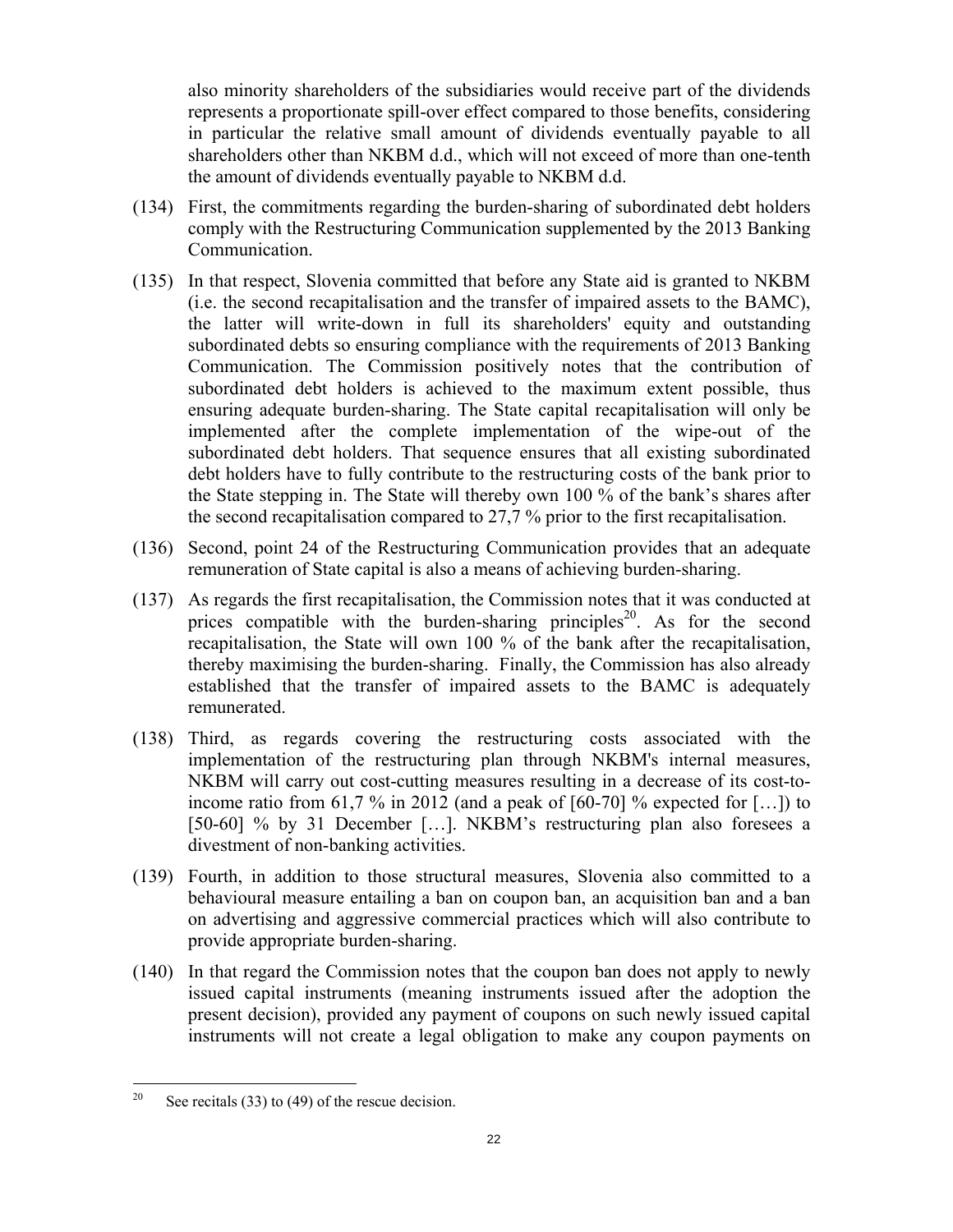also minority shareholders of the subsidiaries would receive part of the dividends represents a proportionate spill-over effect compared to those benefits, considering in particular the relative small amount of dividends eventually payable to all shareholders other than NKBM d.d., which will not exceed of more than one-tenth the amount of dividends eventually payable to NKBM d.d.

(134) First, the commitments regarding the burden-sharing of subordinated debt holders comply with the Restructuring Communication supplemented by the 2013 Banking Communication.

(135) In that respect, Slovenia committed that before any State aid is granted to NKBM (i.e. the second recapitalisation and the transfer of impaired assets to the BAMC), the latter will write-down in full its shareholders' equity and outstanding subordinated debts so ensuring compliance with the requirements of 2013 Banking Communication. The Commission positively notes that the contribution of subordinated debt holders is achieved to the maximum extent possible, thus ensuring adequate burden-sharing. The State capital recapitalisation will only be implemented after the complete implementation of the wipe-out of the subordinated debt holders. That sequence ensures that all existing subordinated debt holders have to fully contribute to the restructuring costs of the bank prior to the State stepping in. The State will thereby own 100 % of the bank's shares after the second recapitalisation compared to 27,7 % prior to the first recapitalisation.

(136) Second, point 24 of the Restructuring Communication provides that an adequate remuneration of State capital is also a means of achieving burden-sharing.

(137) As regards the first recapitalisation, the Commission notes that it was conducted at prices compatible with the burden-sharing principles[20]. As for the second recapitalisation, the State will own 100 % of the bank after the recapitalisation, thereby maximising the burden-sharing. Finally, the Commission has also already established that the transfer of impaired assets to the BAMC is adequately remunerated.

(138) Third, as regards covering the restructuring costs associated with the implementation of the restructuring plan through NKBM's internal measures, NKBM will carry out cost-cutting measures resulting in a decrease of its cost-to-income ratio from 61,7 % in 2012 (and a peak of [60-70] % expected for […]) to [50-60] % by 31 December […]. NKBM's restructuring plan also foresees a divestment of non-banking activities.

(139) Fourth, in addition to those structural measures, Slovenia also committed to a behavioural measure entailing a ban on coupon ban, an acquisition ban and a ban on advertising and aggressive commercial practices which will also contribute to provide appropriate burden-sharing.

(140) In that regard the Commission notes that the coupon ban does not apply to newly issued capital instruments (meaning instruments issued after the adoption the present decision), provided any payment of coupons on such newly issued capital instruments will not create a legal obligation to make any coupon payments on

---

[20] See recitals (33) to (49) of the rescue decision.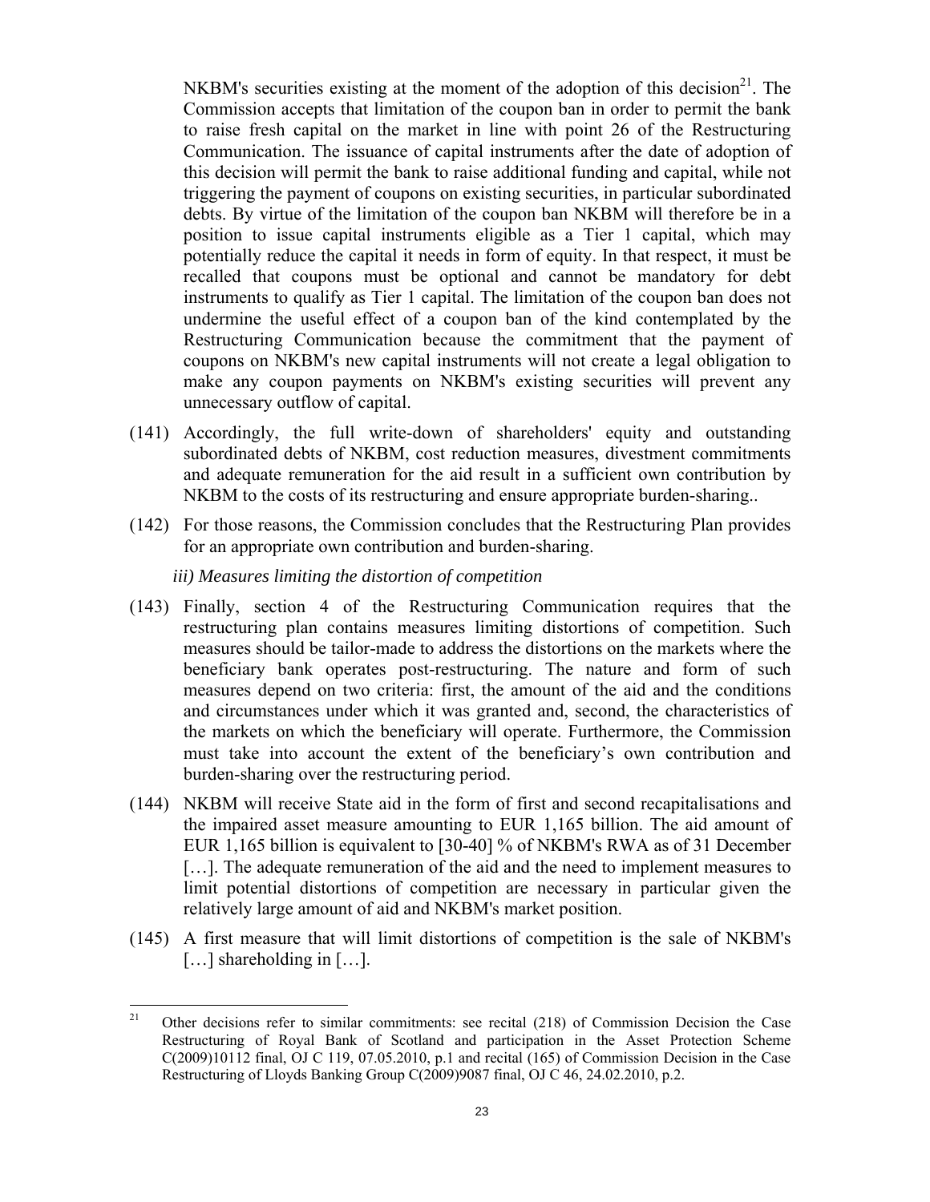NKBM's securities existing at the moment of the adoption of this decision[21]. The Commission accepts that limitation of the coupon ban in order to permit the bank to raise fresh capital on the market in line with point 26 of the Restructuring Communication. The issuance of capital instruments after the date of adoption of this decision will permit the bank to raise additional funding and capital, while not triggering the payment of coupons on existing securities, in particular subordinated debts. By virtue of the limitation of the coupon ban NKBM will therefore be in a position to issue capital instruments eligible as a Tier 1 capital, which may potentially reduce the capital it needs in form of equity. In that respect, it must be recalled that coupons must be optional and cannot be mandatory for debt instruments to qualify as Tier 1 capital. The limitation of the coupon ban does not undermine the useful effect of a coupon ban of the kind contemplated by the Restructuring Communication because the commitment that the payment of coupons on NKBM's new capital instruments will not create a legal obligation to make any coupon payments on NKBM's existing securities will prevent any unnecessary outflow of capital.

(141) Accordingly, the full write-down of shareholders' equity and outstanding subordinated debts of NKBM, cost reduction measures, divestment commitments and adequate remuneration for the aid result in a sufficient own contribution by NKBM to the costs of its restructuring and ensure appropriate burden-sharing..

(142) For those reasons, the Commission concludes that the Restructuring Plan provides for an appropriate own contribution and burden-sharing.

*iii) Measures limiting the distortion of competition*

(143) Finally, section 4 of the Restructuring Communication requires that the restructuring plan contains measures limiting distortions of competition. Such measures should be tailor-made to address the distortions on the markets where the beneficiary bank operates post-restructuring. The nature and form of such measures depend on two criteria: first, the amount of the aid and the conditions and circumstances under which it was granted and, second, the characteristics of the markets on which the beneficiary will operate. Furthermore, the Commission must take into account the extent of the beneficiary's own contribution and burden-sharing over the restructuring period.

(144) NKBM will receive State aid in the form of first and second recapitalisations and the impaired asset measure amounting to EUR 1,165 billion. The aid amount of EUR 1,165 billion is equivalent to [30-40] % of NKBM's RWA as of 31 December […]. The adequate remuneration of the aid and the need to implement measures to limit potential distortions of competition are necessary in particular given the relatively large amount of aid and NKBM's market position.

(145) A first measure that will limit distortions of competition is the sale of NKBM's […] shareholding in […].

---

[21] Other decisions refer to similar commitments: see recital (218) of Commission Decision the Case Restructuring of Royal Bank of Scotland and participation in the Asset Protection Scheme C(2009)10112 final, OJ C 119, 07.05.2010, p.1 and recital (165) of Commission Decision in the Case Restructuring of Lloyds Banking Group C(2009)9087 final, OJ C 46, 24.02.2010, p.2.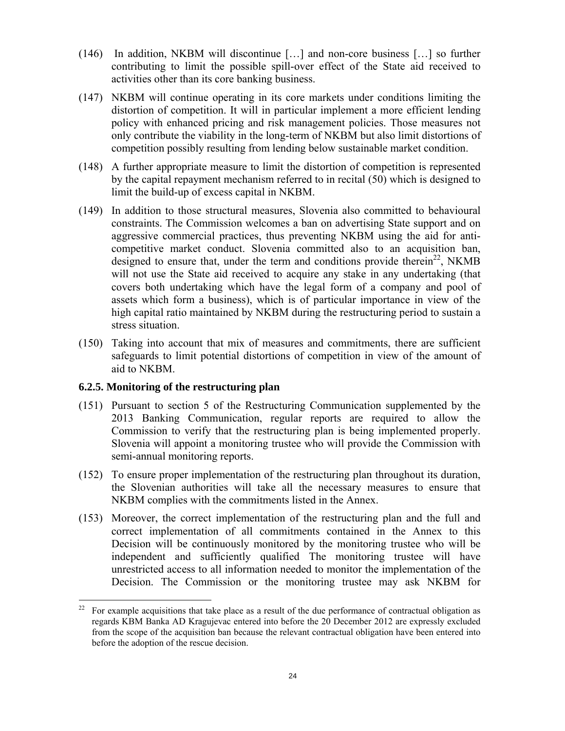(146) In addition, NKBM will discontinue […] and non-core business […] so further contributing to limit the possible spill-over effect of the State aid received to activities other than its core banking business.

(147) NKBM will continue operating in its core markets under conditions limiting the distortion of competition. It will in particular implement a more efficient lending policy with enhanced pricing and risk management policies. Those measures not only contribute the viability in the long-term of NKBM but also limit distortions of competition possibly resulting from lending below sustainable market condition.

(148) A further appropriate measure to limit the distortion of competition is represented by the capital repayment mechanism referred to in recital (50) which is designed to limit the build-up of excess capital in NKBM.

(149) In addition to those structural measures, Slovenia also committed to behavioural constraints. The Commission welcomes a ban on advertising State support and on aggressive commercial practices, thus preventing NKBM using the aid for anti-competitive market conduct. Slovenia committed also to an acquisition ban, designed to ensure that, under the term and conditions provide therein[22], NKMB will not use the State aid received to acquire any stake in any undertaking (that covers both undertaking which have the legal form of a company and pool of assets which form a business), which is of particular importance in view of the high capital ratio maintained by NKBM during the restructuring period to sustain a stress situation.

(150) Taking into account that mix of measures and commitments, there are sufficient safeguards to limit potential distortions of competition in view of the amount of aid to NKBM.

### 6.2.5. Monitoring of the restructuring plan

(151) Pursuant to section 5 of the Restructuring Communication supplemented by the 2013 Banking Communication, regular reports are required to allow the Commission to verify that the restructuring plan is being implemented properly. Slovenia will appoint a monitoring trustee who will provide the Commission with semi-annual monitoring reports.

(152) To ensure proper implementation of the restructuring plan throughout its duration, the Slovenian authorities will take all the necessary measures to ensure that NKBM complies with the commitments listed in the Annex.

(153) Moreover, the correct implementation of the restructuring plan and the full and correct implementation of all commitments contained in the Annex to this Decision will be continuously monitored by the monitoring trustee who will be independent and sufficiently qualified The monitoring trustee will have unrestricted access to all information needed to monitor the implementation of the Decision. The Commission or the monitoring trustee may ask NKBM for

[22] For example acquisitions that take place as a result of the due performance of contractual obligation as regards KBM Banka AD Kragujevac entered into before the 20 December 2012 are expressly excluded from the scope of the acquisition ban because the relevant contractual obligation have been entered into before the adoption of the rescue decision.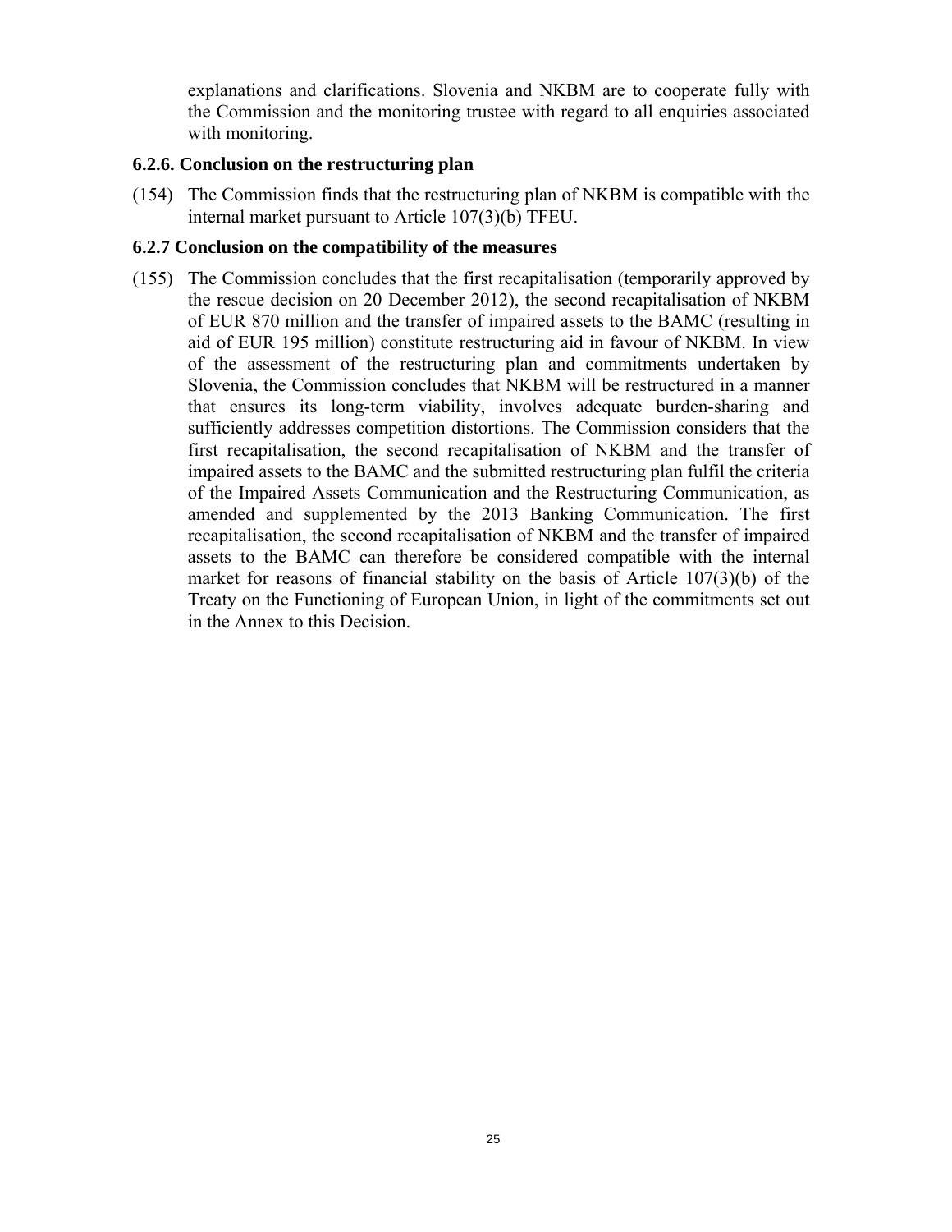explanations and clarifications. Slovenia and NKBM are to cooperate fully with the Commission and the monitoring trustee with regard to all enquiries associated with monitoring.

### 6.2.6. Conclusion on the restructuring plan

(154) The Commission finds that the restructuring plan of NKBM is compatible with the internal market pursuant to Article 107(3)(b) TFEU.

### 6.2.7 Conclusion on the compatibility of the measures

(155) The Commission concludes that the first recapitalisation (temporarily approved by the rescue decision on 20 December 2012), the second recapitalisation of NKBM of EUR 870 million and the transfer of impaired assets to the BAMC (resulting in aid of EUR 195 million) constitute restructuring aid in favour of NKBM. In view of the assessment of the restructuring plan and commitments undertaken by Slovenia, the Commission concludes that NKBM will be restructured in a manner that ensures its long-term viability, involves adequate burden-sharing and sufficiently addresses competition distortions. The Commission considers that the first recapitalisation, the second recapitalisation of NKBM and the transfer of impaired assets to the BAMC and the submitted restructuring plan fulfil the criteria of the Impaired Assets Communication and the Restructuring Communication, as amended and supplemented by the 2013 Banking Communication. The first recapitalisation, the second recapitalisation of NKBM and the transfer of impaired assets to the BAMC can therefore be considered compatible with the internal market for reasons of financial stability on the basis of Article 107(3)(b) of the Treaty on the Functioning of European Union, in light of the commitments set out in the Annex to this Decision.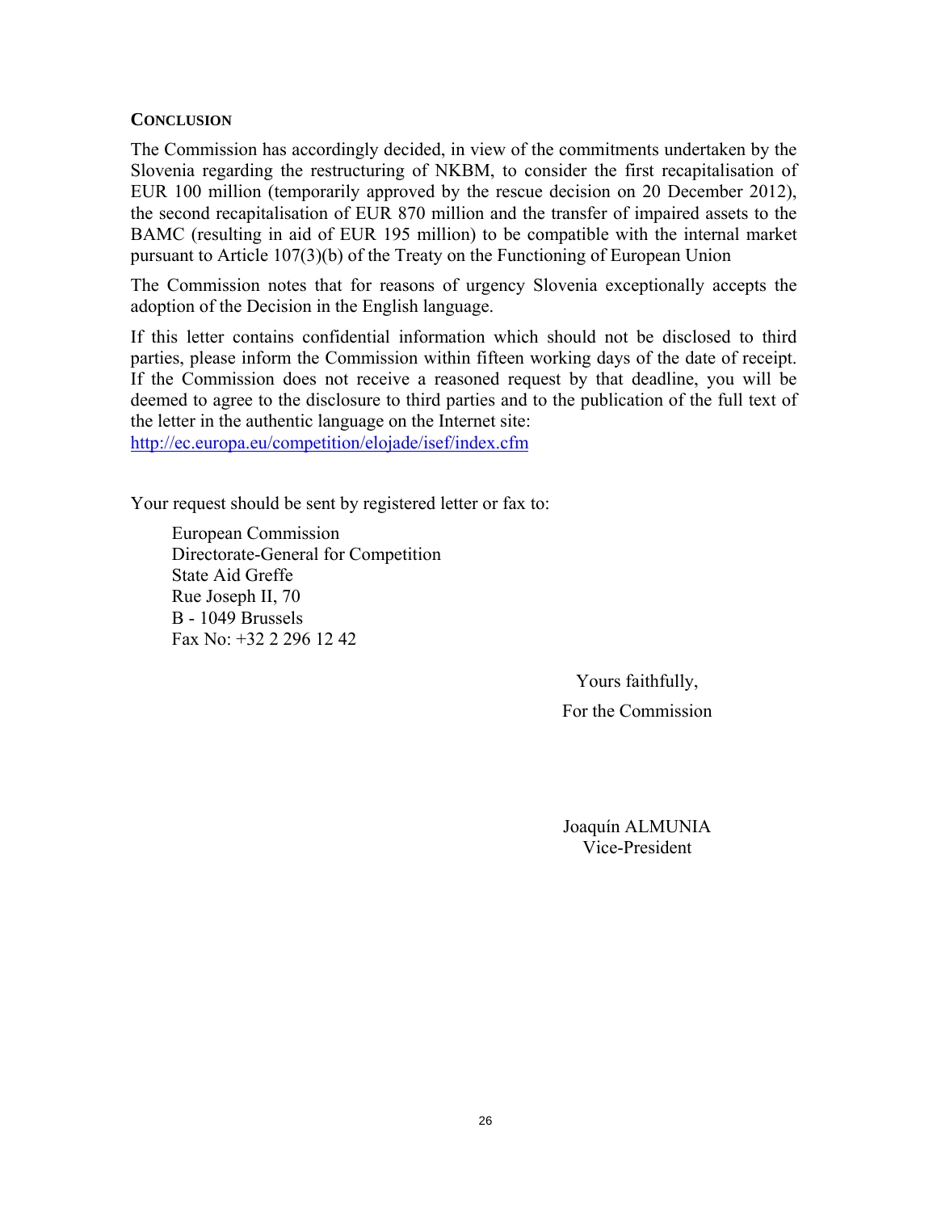## CONCLUSION

The Commission has accordingly decided, in view of the commitments undertaken by the Slovenia regarding the restructuring of NKBM, to consider the first recapitalisation of EUR 100 million (temporarily approved by the rescue decision on 20 December 2012), the second recapitalisation of EUR 870 million and the transfer of impaired assets to the BAMC (resulting in aid of EUR 195 million) to be compatible with the internal market pursuant to Article 107(3)(b) of the Treaty on the Functioning of European Union

The Commission notes that for reasons of urgency Slovenia exceptionally accepts the adoption of the Decision in the English language.

If this letter contains confidential information which should not be disclosed to third parties, please inform the Commission within fifteen working days of the date of receipt. If the Commission does not receive a reasoned request by that deadline, you will be deemed to agree to the disclosure to third parties and to the publication of the full text of the letter in the authentic language on the Internet site: http://ec.europa.eu/competition/elojade/isef/index.cfm

Your request should be sent by registered letter or fax to:

European Commission
Directorate-General for Competition
State Aid Greffe
Rue Joseph II, 70
B - 1049 Brussels
Fax No: +32 2 296 12 42

Yours faithfully,
For the Commission

Joaquín ALMUNIA
Vice-President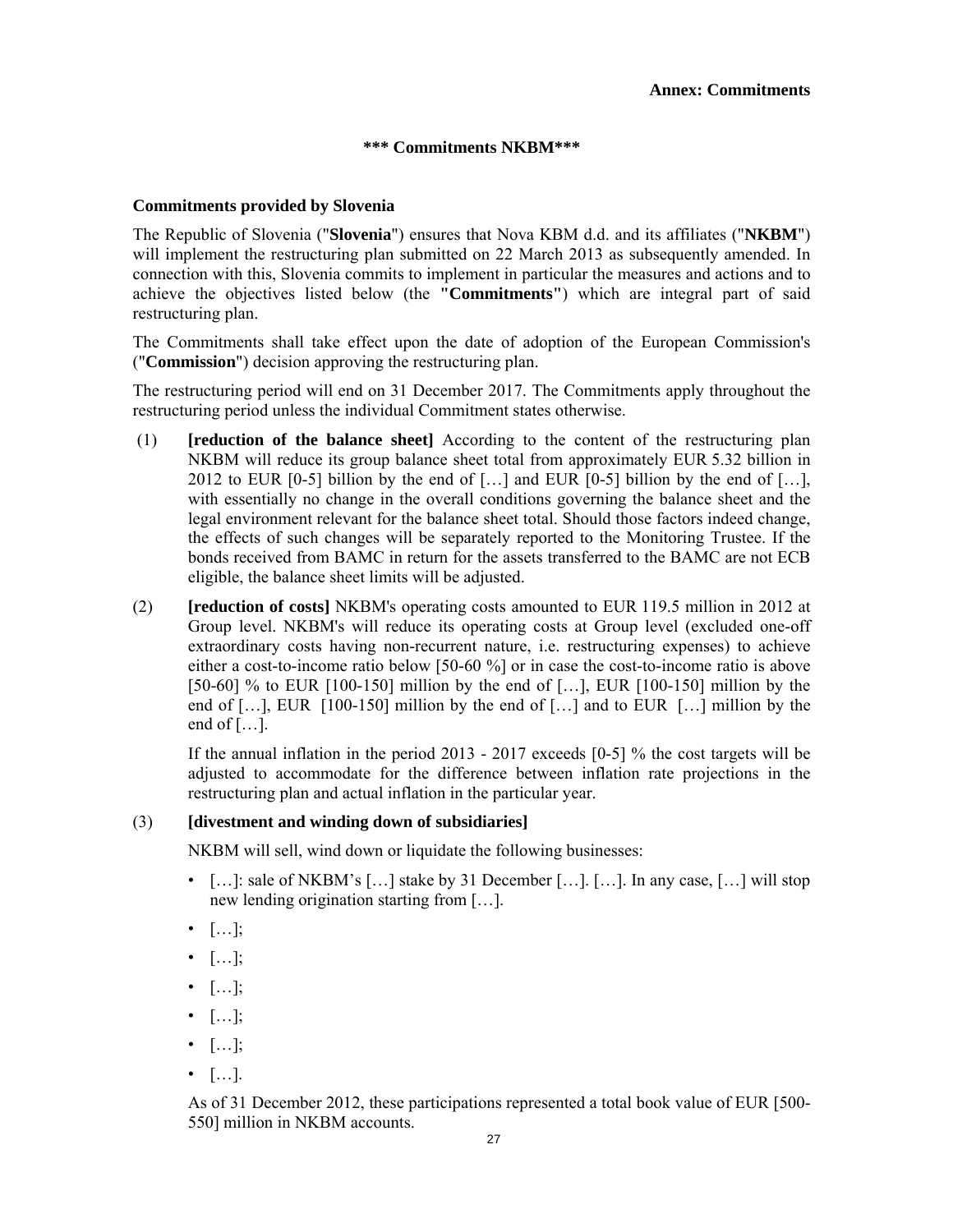**Annex: Commitments**

**\*\*\* Commitments NKBM\*\*\***

**Commitments provided by Slovenia**

The Republic of Slovenia ("**Slovenia**") ensures that Nova KBM d.d. and its affiliates ("**NKBM**") will implement the restructuring plan submitted on 22 March 2013 as subsequently amended. In connection with this, Slovenia commits to implement in particular the measures and actions and to achieve the objectives listed below (the **"Commitments"**) which are integral part of said restructuring plan.

The Commitments shall take effect upon the date of adoption of the European Commission's ("**Commission**") decision approving the restructuring plan.

The restructuring period will end on 31 December 2017. The Commitments apply throughout the restructuring period unless the individual Commitment states otherwise.

(1) **[reduction of the balance sheet]** According to the content of the restructuring plan NKBM will reduce its group balance sheet total from approximately EUR 5.32 billion in 2012 to EUR [0-5] billion by the end of […] and EUR [0-5] billion by the end of […], with essentially no change in the overall conditions governing the balance sheet and the legal environment relevant for the balance sheet total. Should those factors indeed change, the effects of such changes will be separately reported to the Monitoring Trustee. If the bonds received from BAMC in return for the assets transferred to the BAMC are not ECB eligible, the balance sheet limits will be adjusted.

(2) **[reduction of costs]** NKBM's operating costs amounted to EUR 119.5 million in 2012 at Group level. NKBM's will reduce its operating costs at Group level (excluded one-off extraordinary costs having non-recurrent nature, i.e. restructuring expenses) to achieve either a cost-to-income ratio below [50-60 %] or in case the cost-to-income ratio is above [50-60] % to EUR [100-150] million by the end of […], EUR [100-150] million by the end of […], EUR [100-150] million by the end of […] and to EUR […] million by the end of […].

If the annual inflation in the period 2013 - 2017 exceeds [0-5] % the cost targets will be adjusted to accommodate for the difference between inflation rate projections in the restructuring plan and actual inflation in the particular year.

(3) **[divestment and winding down of subsidiaries]**

NKBM will sell, wind down or liquidate the following businesses:

- […]: sale of NKBM's […] stake by 31 December […]. […]. In any case, […] will stop new lending origination starting from […].
- […];
- […];
- […];
- […];
- […];
- […].

As of 31 December 2012, these participations represented a total book value of EUR [500-550] million in NKBM accounts.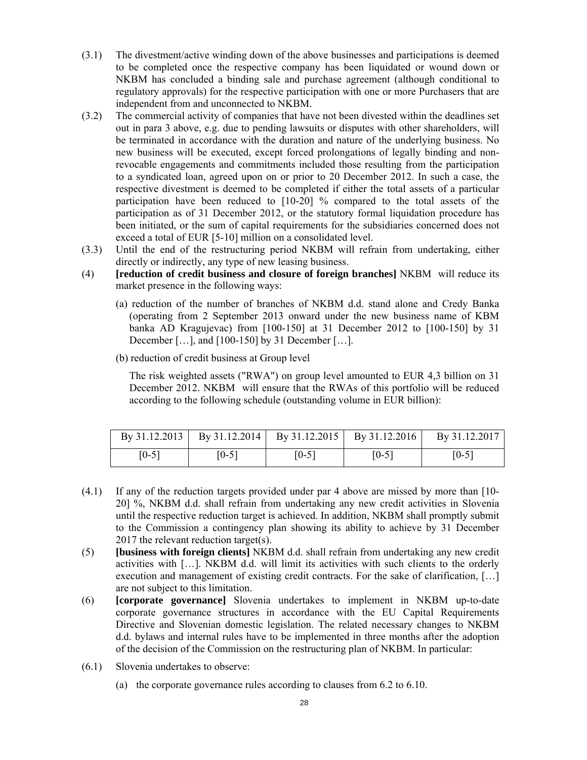(3.1) The divestment/active winding down of the above businesses and participations is deemed to be completed once the respective company has been liquidated or wound down or NKBM has concluded a binding sale and purchase agreement (although conditional to regulatory approvals) for the respective participation with one or more Purchasers that are independent from and unconnected to NKBM.

(3.2) The commercial activity of companies that have not been divested within the deadlines set out in para 3 above, e.g. due to pending lawsuits or disputes with other shareholders, will be terminated in accordance with the duration and nature of the underlying business. No new business will be executed, except forced prolongations of legally binding and non-revocable engagements and commitments included those resulting from the participation to a syndicated loan, agreed upon on or prior to 20 December 2012. In such a case, the respective divestment is deemed to be completed if either the total assets of a particular participation have been reduced to [10-20] % compared to the total assets of the participation as of 31 December 2012, or the statutory formal liquidation procedure has been initiated, or the sum of capital requirements for the subsidiaries concerned does not exceed a total of EUR [5-10] million on a consolidated level.

(3.3) Until the end of the restructuring period NKBM will refrain from undertaking, either directly or indirectly, any type of new leasing business.

(4) **[reduction of credit business and closure of foreign branches]** NKBM will reduce its market presence in the following ways:

(a) reduction of the number of branches of NKBM d.d. stand alone and Credy Banka (operating from 2 September 2013 onward under the new business name of KBM banka AD Kragujevac) from [100-150] at 31 December 2012 to [100-150] by 31 December […], and [100-150] by 31 December […].

(b) reduction of credit business at Group level

The risk weighted assets ("RWA") on group level amounted to EUR 4,3 billion on 31 December 2012. NKBM will ensure that the RWAs of this portfolio will be reduced according to the following schedule (outstanding volume in EUR billion):

| By 31.12.2013 | By 31.12.2014 | By 31.12.2015 | By 31.12.2016 | By 31.12.2017 |
|---|---|---|---|---|
| [0-5] | [0-5] | [0-5] | [0-5] | [0-5] |

(4.1) If any of the reduction targets provided under par 4 above are missed by more than [10-20] %, NKBM d.d. shall refrain from undertaking any new credit activities in Slovenia until the respective reduction target is achieved. In addition, NKBM shall promptly submit to the Commission a contingency plan showing its ability to achieve by 31 December 2017 the relevant reduction target(s).

(5) **[business with foreign clients]** NKBM d.d. shall refrain from undertaking any new credit activities with […]. NKBM d.d. will limit its activities with such clients to the orderly execution and management of existing credit contracts. For the sake of clarification, […] are not subject to this limitation.

(6) **[corporate governance]** Slovenia undertakes to implement in NKBM up-to-date corporate governance structures in accordance with the EU Capital Requirements Directive and Slovenian domestic legislation. The related necessary changes to NKBM d.d. bylaws and internal rules have to be implemented in three months after the adoption of the decision of the Commission on the restructuring plan of NKBM. In particular:

(6.1) Slovenia undertakes to observe:

(a) the corporate governance rules according to clauses from 6.2 to 6.10.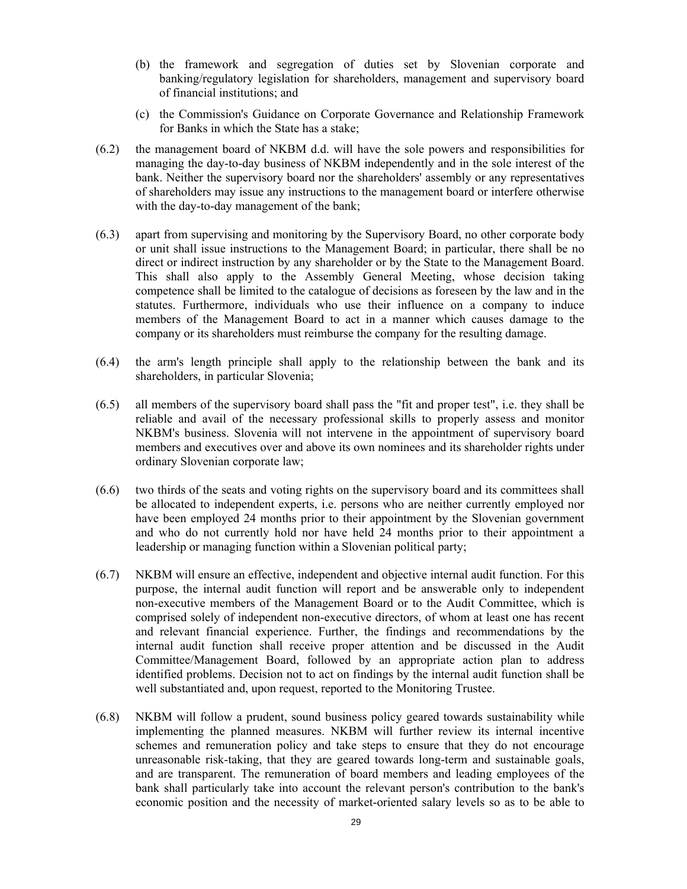(b) the framework and segregation of duties set by Slovenian corporate and banking/regulatory legislation for shareholders, management and supervisory board of financial institutions; and

(c) the Commission's Guidance on Corporate Governance and Relationship Framework for Banks in which the State has a stake;

(6.2) the management board of NKBM d.d. will have the sole powers and responsibilities for managing the day-to-day business of NKBM independently and in the sole interest of the bank. Neither the supervisory board nor the shareholders' assembly or any representatives of shareholders may issue any instructions to the management board or interfere otherwise with the day-to-day management of the bank;

(6.3) apart from supervising and monitoring by the Supervisory Board, no other corporate body or unit shall issue instructions to the Management Board; in particular, there shall be no direct or indirect instruction by any shareholder or by the State to the Management Board. This shall also apply to the Assembly General Meeting, whose decision taking competence shall be limited to the catalogue of decisions as foreseen by the law and in the statutes. Furthermore, individuals who use their influence on a company to induce members of the Management Board to act in a manner which causes damage to the company or its shareholders must reimburse the company for the resulting damage.

(6.4) the arm's length principle shall apply to the relationship between the bank and its shareholders, in particular Slovenia;

(6.5) all members of the supervisory board shall pass the "fit and proper test", i.e. they shall be reliable and avail of the necessary professional skills to properly assess and monitor NKBM's business. Slovenia will not intervene in the appointment of supervisory board members and executives over and above its own nominees and its shareholder rights under ordinary Slovenian corporate law;

(6.6) two thirds of the seats and voting rights on the supervisory board and its committees shall be allocated to independent experts, i.e. persons who are neither currently employed nor have been employed 24 months prior to their appointment by the Slovenian government and who do not currently hold nor have held 24 months prior to their appointment a leadership or managing function within a Slovenian political party;

(6.7) NKBM will ensure an effective, independent and objective internal audit function. For this purpose, the internal audit function will report and be answerable only to independent non-executive members of the Management Board or to the Audit Committee, which is comprised solely of independent non-executive directors, of whom at least one has recent and relevant financial experience. Further, the findings and recommendations by the internal audit function shall receive proper attention and be discussed in the Audit Committee/Management Board, followed by an appropriate action plan to address identified problems. Decision not to act on findings by the internal audit function shall be well substantiated and, upon request, reported to the Monitoring Trustee.

(6.8) NKBM will follow a prudent, sound business policy geared towards sustainability while implementing the planned measures. NKBM will further review its internal incentive schemes and remuneration policy and take steps to ensure that they do not encourage unreasonable risk-taking, that they are geared towards long-term and sustainable goals, and are transparent. The remuneration of board members and leading employees of the bank shall particularly take into account the relevant person's contribution to the bank's economic position and the necessity of market-oriented salary levels so as to be able to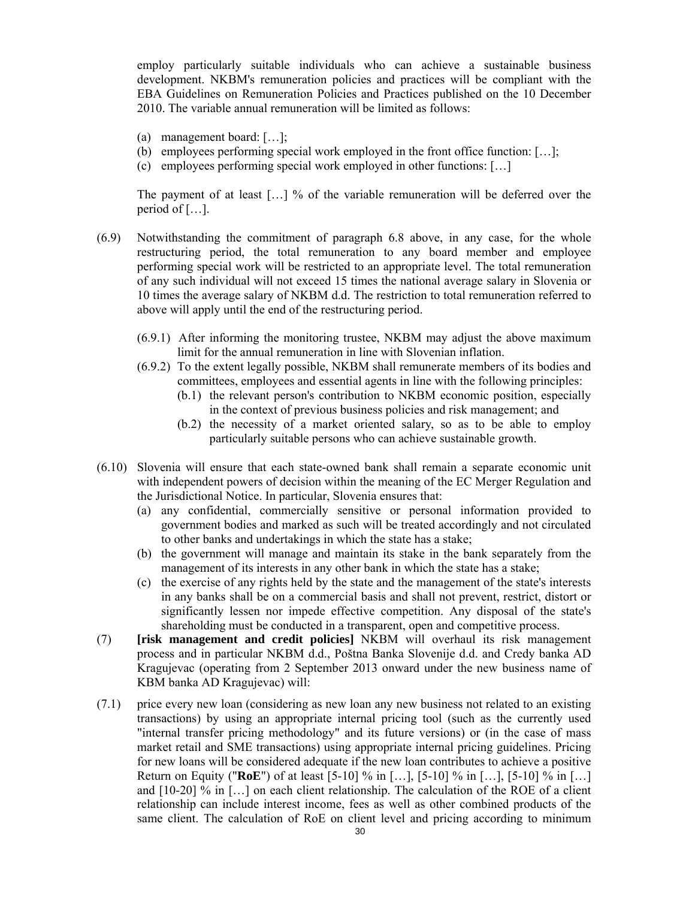employ particularly suitable individuals who can achieve a sustainable business development. NKBM's remuneration policies and practices will be compliant with the EBA Guidelines on Remuneration Policies and Practices published on the 10 December 2010. The variable annual remuneration will be limited as follows:

(a) management board: […];
(b) employees performing special work employed in the front office function: […];
(c) employees performing special work employed in other functions: […]

The payment of at least […] % of the variable remuneration will be deferred over the period of […].

(6.9) Notwithstanding the commitment of paragraph 6.8 above, in any case, for the whole restructuring period, the total remuneration to any board member and employee performing special work will be restricted to an appropriate level. The total remuneration of any such individual will not exceed 15 times the national average salary in Slovenia or 10 times the average salary of NKBM d.d. The restriction to total remuneration referred to above will apply until the end of the restructuring period.

(6.9.1) After informing the monitoring trustee, NKBM may adjust the above maximum limit for the annual remuneration in line with Slovenian inflation.

(6.9.2) To the extent legally possible, NKBM shall remunerate members of its bodies and committees, employees and essential agents in line with the following principles:

(b.1) the relevant person's contribution to NKBM economic position, especially in the context of previous business policies and risk management; and

(b.2) the necessity of a market oriented salary, so as to be able to employ particularly suitable persons who can achieve sustainable growth.

(6.10) Slovenia will ensure that each state-owned bank shall remain a separate economic unit with independent powers of decision within the meaning of the EC Merger Regulation and the Jurisdictional Notice. In particular, Slovenia ensures that:

(a) any confidential, commercially sensitive or personal information provided to government bodies and marked as such will be treated accordingly and not circulated to other banks and undertakings in which the state has a stake;
(b) the government will manage and maintain its stake in the bank separately from the management of its interests in any other bank in which the state has a stake;
(c) the exercise of any rights held by the state and the management of the state's interests in any banks shall be on a commercial basis and shall not prevent, restrict, distort or significantly lessen nor impede effective competition. Any disposal of the state's shareholding must be conducted in a transparent, open and competitive process.

(7) **[risk management and credit policies]** NKBM will overhaul its risk management process and in particular NKBM d.d., Poštna Banka Slovenije d.d. and Credy banka AD Kragujevac (operating from 2 September 2013 onward under the new business name of KBM banka AD Kragujevac) will:

(7.1) price every new loan (considering as new loan any new business not related to an existing transactions) by using an appropriate internal pricing tool (such as the currently used "internal transfer pricing methodology" and its future versions) or (in the case of mass market retail and SME transactions) using appropriate internal pricing guidelines. Pricing for new loans will be considered adequate if the new loan contributes to achieve a positive Return on Equity ("**RoE**") of at least [5-10] % in […], [5-10] % in […], [5-10] % in […] and [10-20] % in […] on each client relationship. The calculation of the ROE of a client relationship can include interest income, fees as well as other combined products of the same client. The calculation of RoE on client level and pricing according to minimum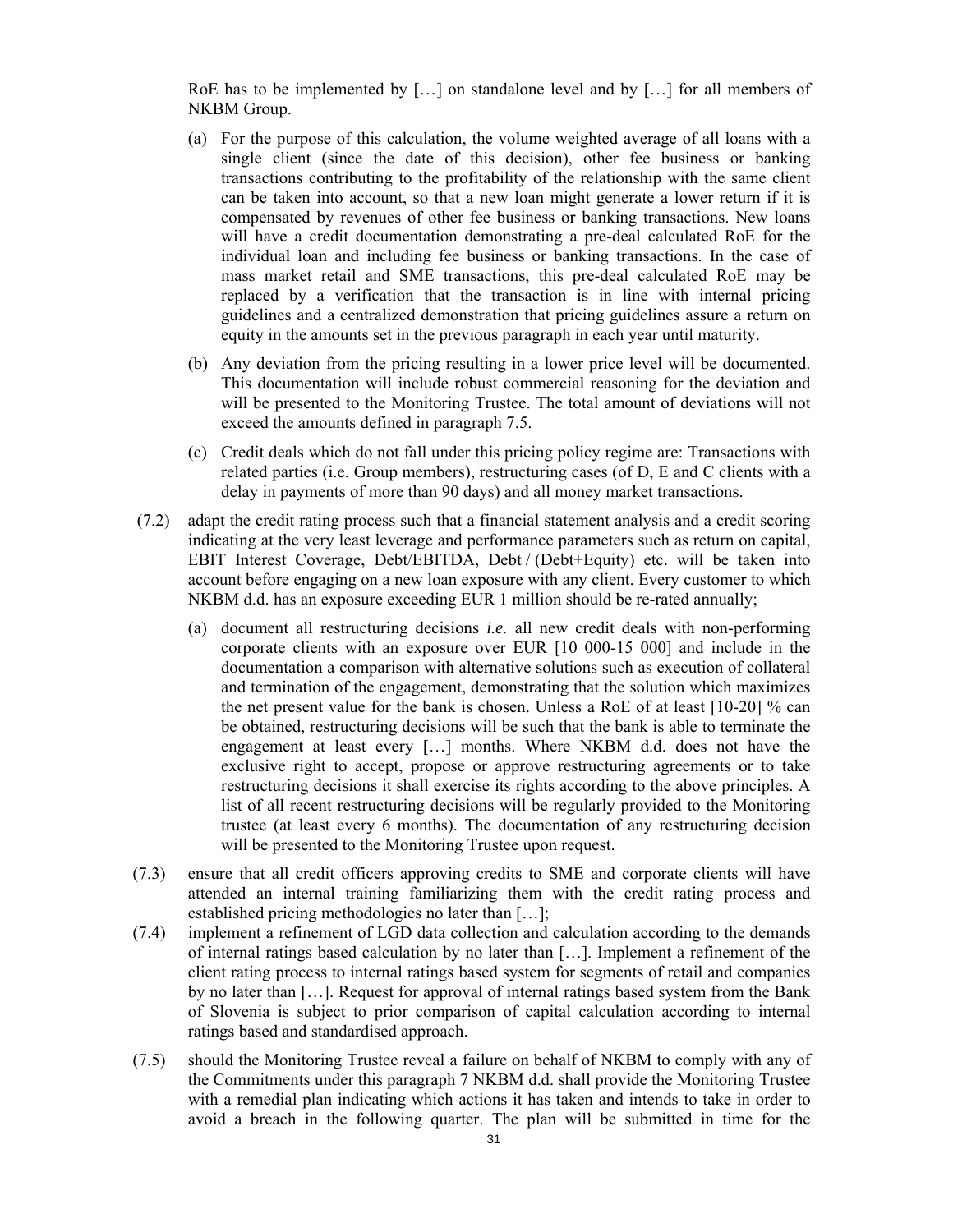RoE has to be implemented by […] on standalone level and by […] for all members of NKBM Group.

(a) For the purpose of this calculation, the volume weighted average of all loans with a single client (since the date of this decision), other fee business or banking transactions contributing to the profitability of the relationship with the same client can be taken into account, so that a new loan might generate a lower return if it is compensated by revenues of other fee business or banking transactions. New loans will have a credit documentation demonstrating a pre-deal calculated RoE for the individual loan and including fee business or banking transactions. In the case of mass market retail and SME transactions, this pre-deal calculated RoE may be replaced by a verification that the transaction is in line with internal pricing guidelines and a centralized demonstration that pricing guidelines assure a return on equity in the amounts set in the previous paragraph in each year until maturity.

(b) Any deviation from the pricing resulting in a lower price level will be documented. This documentation will include robust commercial reasoning for the deviation and will be presented to the Monitoring Trustee. The total amount of deviations will not exceed the amounts defined in paragraph 7.5.

(c) Credit deals which do not fall under this pricing policy regime are: Transactions with related parties (i.e. Group members), restructuring cases (of D, E and C clients with a delay in payments of more than 90 days) and all money market transactions.

(7.2) adapt the credit rating process such that a financial statement analysis and a credit scoring indicating at the very least leverage and performance parameters such as return on capital, EBIT Interest Coverage, Debt/EBITDA, Debt / (Debt+Equity) etc. will be taken into account before engaging on a new loan exposure with any client. Every customer to which NKBM d.d. has an exposure exceeding EUR 1 million should be re-rated annually;

(a) document all restructuring decisions *i.e.* all new credit deals with non-performing corporate clients with an exposure over EUR [10 000-15 000] and include in the documentation a comparison with alternative solutions such as execution of collateral and termination of the engagement, demonstrating that the solution which maximizes the net present value for the bank is chosen. Unless a RoE of at least [10-20] % can be obtained, restructuring decisions will be such that the bank is able to terminate the engagement at least every […] months. Where NKBM d.d. does not have the exclusive right to accept, propose or approve restructuring agreements or to take restructuring decisions it shall exercise its rights according to the above principles. A list of all recent restructuring decisions will be regularly provided to the Monitoring trustee (at least every 6 months). The documentation of any restructuring decision will be presented to the Monitoring Trustee upon request.

(7.3) ensure that all credit officers approving credits to SME and corporate clients will have attended an internal training familiarizing them with the credit rating process and established pricing methodologies no later than […];

(7.4) implement a refinement of LGD data collection and calculation according to the demands of internal ratings based calculation by no later than […]. Implement a refinement of the client rating process to internal ratings based system for segments of retail and companies by no later than […]. Request for approval of internal ratings based system from the Bank of Slovenia is subject to prior comparison of capital calculation according to internal ratings based and standardised approach.

(7.5) should the Monitoring Trustee reveal a failure on behalf of NKBM to comply with any of the Commitments under this paragraph 7 NKBM d.d. shall provide the Monitoring Trustee with a remedial plan indicating which actions it has taken and intends to take in order to avoid a breach in the following quarter. The plan will be submitted in time for the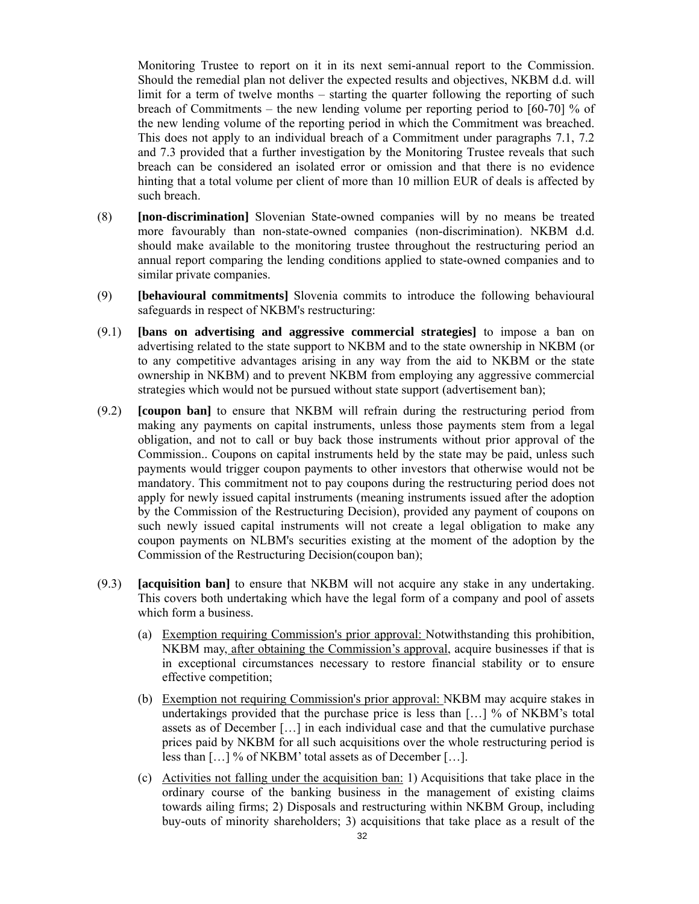Monitoring Trustee to report on it in its next semi-annual report to the Commission. Should the remedial plan not deliver the expected results and objectives, NKBM d.d. will limit for a term of twelve months – starting the quarter following the reporting of such breach of Commitments – the new lending volume per reporting period to [60-70] % of the new lending volume of the reporting period in which the Commitment was breached. This does not apply to an individual breach of a Commitment under paragraphs 7.1, 7.2 and 7.3 provided that a further investigation by the Monitoring Trustee reveals that such breach can be considered an isolated error or omission and that there is no evidence hinting that a total volume per client of more than 10 million EUR of deals is affected by such breach.

(8) **[non-discrimination]** Slovenian State-owned companies will by no means be treated more favourably than non-state-owned companies (non-discrimination). NKBM d.d. should make available to the monitoring trustee throughout the restructuring period an annual report comparing the lending conditions applied to state-owned companies and to similar private companies.

(9) **[behavioural commitments]** Slovenia commits to introduce the following behavioural safeguards in respect of NKBM's restructuring:

(9.1) **[bans on advertising and aggressive commercial strategies]** to impose a ban on advertising related to the state support to NKBM and to the state ownership in NKBM (or to any competitive advantages arising in any way from the aid to NKBM or the state ownership in NKBM) and to prevent NKBM from employing any aggressive commercial strategies which would not be pursued without state support (advertisement ban);

(9.2) **[coupon ban]** to ensure that NKBM will refrain during the restructuring period from making any payments on capital instruments, unless those payments stem from a legal obligation, and not to call or buy back those instruments without prior approval of the Commission.. Coupons on capital instruments held by the state may be paid, unless such payments would trigger coupon payments to other investors that otherwise would not be mandatory. This commitment not to pay coupons during the restructuring period does not apply for newly issued capital instruments (meaning instruments issued after the adoption by the Commission of the Restructuring Decision), provided any payment of coupons on such newly issued capital instruments will not create a legal obligation to make any coupon payments on NLBM's securities existing at the moment of the adoption by the Commission of the Restructuring Decision(coupon ban);

(9.3) **[acquisition ban]** to ensure that NKBM will not acquire any stake in any undertaking. This covers both undertaking which have the legal form of a company and pool of assets which form a business.

(a) Exemption requiring Commission's prior approval: Notwithstanding this prohibition, NKBM may, after obtaining the Commission's approval, acquire businesses if that is in exceptional circumstances necessary to restore financial stability or to ensure effective competition;

(b) Exemption not requiring Commission's prior approval: NKBM may acquire stakes in undertakings provided that the purchase price is less than […] % of NKBM's total assets as of December […] in each individual case and that the cumulative purchase prices paid by NKBM for all such acquisitions over the whole restructuring period is less than […] % of NKBM' total assets as of December […].

(c) Activities not falling under the acquisition ban: 1) Acquisitions that take place in the ordinary course of the banking business in the management of existing claims towards ailing firms; 2) Disposals and restructuring within NKBM Group, including buy-outs of minority shareholders; 3) acquisitions that take place as a result of the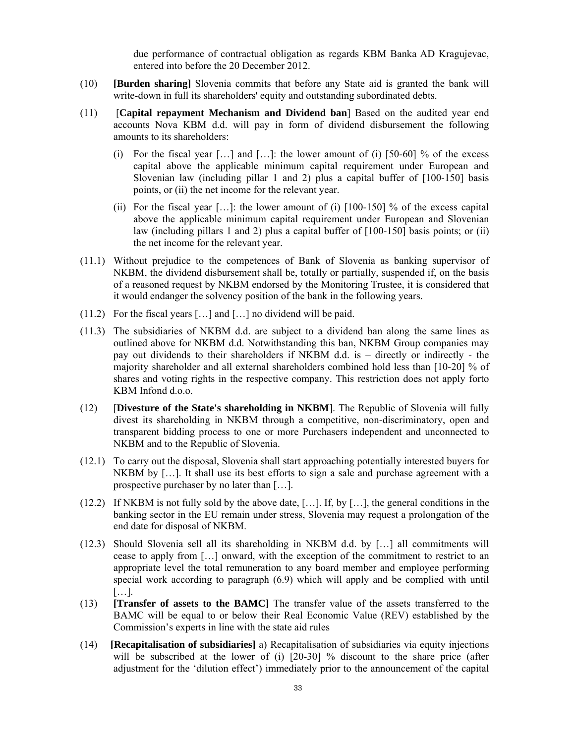due performance of contractual obligation as regards KBM Banka AD Kragujevac, entered into before the 20 December 2012.

(10) **[Burden sharing]** Slovenia commits that before any State aid is granted the bank will write-down in full its shareholders' equity and outstanding subordinated debts.

(11) [**Capital repayment Mechanism and Dividend ban**] Based on the audited year end accounts Nova KBM d.d. will pay in form of dividend disbursement the following amounts to its shareholders:

(i) For the fiscal year […] and […]: the lower amount of (i) [50-60] % of the excess capital above the applicable minimum capital requirement under European and Slovenian law (including pillar 1 and 2) plus a capital buffer of [100-150] basis points, or (ii) the net income for the relevant year.

(ii) For the fiscal year […]: the lower amount of (i) [100-150] % of the excess capital above the applicable minimum capital requirement under European and Slovenian law (including pillars 1 and 2) plus a capital buffer of [100-150] basis points; or (ii) the net income for the relevant year.

(11.1) Without prejudice to the competences of Bank of Slovenia as banking supervisor of NKBM, the dividend disbursement shall be, totally or partially, suspended if, on the basis of a reasoned request by NKBM endorsed by the Monitoring Trustee, it is considered that it would endanger the solvency position of the bank in the following years.

(11.2) For the fiscal years […] and […] no dividend will be paid.

(11.3) The subsidiaries of NKBM d.d. are subject to a dividend ban along the same lines as outlined above for NKBM d.d. Notwithstanding this ban, NKBM Group companies may pay out dividends to their shareholders if NKBM d.d. is – directly or indirectly - the majority shareholder and all external shareholders combined hold less than [10-20] % of shares and voting rights in the respective company. This restriction does not apply forto KBM Infond d.o.o.

(12) [**Divesture of the State's shareholding in NKBM**]. The Republic of Slovenia will fully divest its shareholding in NKBM through a competitive, non-discriminatory, open and transparent bidding process to one or more Purchasers independent and unconnected to NKBM and to the Republic of Slovenia.

(12.1) To carry out the disposal, Slovenia shall start approaching potentially interested buyers for NKBM by […]. It shall use its best efforts to sign a sale and purchase agreement with a prospective purchaser by no later than […].

(12.2) If NKBM is not fully sold by the above date, […]. If, by […], the general conditions in the banking sector in the EU remain under stress, Slovenia may request a prolongation of the end date for disposal of NKBM.

(12.3) Should Slovenia sell all its shareholding in NKBM d.d. by […] all commitments will cease to apply from […] onward, with the exception of the commitment to restrict to an appropriate level the total remuneration to any board member and employee performing special work according to paragraph (6.9) which will apply and be complied with until […].

(13) **[Transfer of assets to the BAMC]** The transfer value of the assets transferred to the BAMC will be equal to or below their Real Economic Value (REV) established by the Commission's experts in line with the state aid rules

(14) **[Recapitalisation of subsidiaries]** a) Recapitalisation of subsidiaries via equity injections will be subscribed at the lower of (i) [20-30] % discount to the share price (after adjustment for the 'dilution effect') immediately prior to the announcement of the capital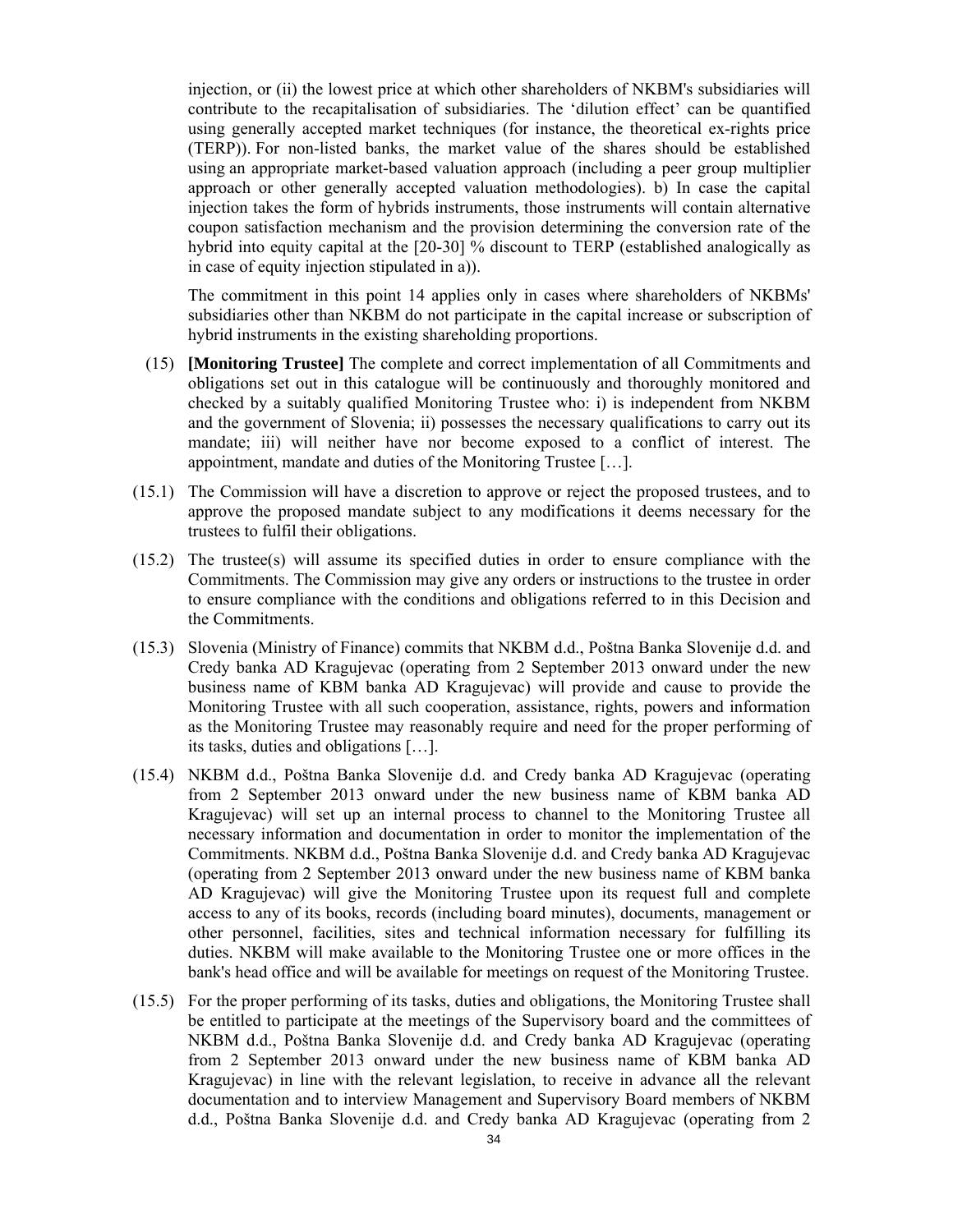injection, or (ii) the lowest price at which other shareholders of NKBM's subsidiaries will contribute to the recapitalisation of subsidiaries. The 'dilution effect' can be quantified using generally accepted market techniques (for instance, the theoretical ex-rights price (TERP)). For non-listed banks, the market value of the shares should be established using an appropriate market-based valuation approach (including a peer group multiplier approach or other generally accepted valuation methodologies). b) In case the capital injection takes the form of hybrids instruments, those instruments will contain alternative coupon satisfaction mechanism and the provision determining the conversion rate of the hybrid into equity capital at the [20-30] % discount to TERP (established analogically as in case of equity injection stipulated in a)).

The commitment in this point 14 applies only in cases where shareholders of NKBMs' subsidiaries other than NKBM do not participate in the capital increase or subscription of hybrid instruments in the existing shareholding proportions.

(15) **[Monitoring Trustee]** The complete and correct implementation of all Commitments and obligations set out in this catalogue will be continuously and thoroughly monitored and checked by a suitably qualified Monitoring Trustee who: i) is independent from NKBM and the government of Slovenia; ii) possesses the necessary qualifications to carry out its mandate; iii) will neither have nor become exposed to a conflict of interest. The appointment, mandate and duties of the Monitoring Trustee […].

(15.1) The Commission will have a discretion to approve or reject the proposed trustees, and to approve the proposed mandate subject to any modifications it deems necessary for the trustees to fulfil their obligations.

(15.2) The trustee(s) will assume its specified duties in order to ensure compliance with the Commitments. The Commission may give any orders or instructions to the trustee in order to ensure compliance with the conditions and obligations referred to in this Decision and the Commitments.

(15.3) Slovenia (Ministry of Finance) commits that NKBM d.d., Poštna Banka Slovenije d.d. and Credy banka AD Kragujevac (operating from 2 September 2013 onward under the new business name of KBM banka AD Kragujevac) will provide and cause to provide the Monitoring Trustee with all such cooperation, assistance, rights, powers and information as the Monitoring Trustee may reasonably require and need for the proper performing of its tasks, duties and obligations […].

(15.4) NKBM d.d., Poštna Banka Slovenije d.d. and Credy banka AD Kragujevac (operating from 2 September 2013 onward under the new business name of KBM banka AD Kragujevac) will set up an internal process to channel to the Monitoring Trustee all necessary information and documentation in order to monitor the implementation of the Commitments. NKBM d.d., Poštna Banka Slovenije d.d. and Credy banka AD Kragujevac (operating from 2 September 2013 onward under the new business name of KBM banka AD Kragujevac) will give the Monitoring Trustee upon its request full and complete access to any of its books, records (including board minutes), documents, management or other personnel, facilities, sites and technical information necessary for fulfilling its duties. NKBM will make available to the Monitoring Trustee one or more offices in the bank's head office and will be available for meetings on request of the Monitoring Trustee.

(15.5) For the proper performing of its tasks, duties and obligations, the Monitoring Trustee shall be entitled to participate at the meetings of the Supervisory board and the committees of NKBM d.d., Poštna Banka Slovenije d.d. and Credy banka AD Kragujevac (operating from 2 September 2013 onward under the new business name of KBM banka AD Kragujevac) in line with the relevant legislation, to receive in advance all the relevant documentation and to interview Management and Supervisory Board members of NKBM d.d., Poštna Banka Slovenije d.d. and Credy banka AD Kragujevac (operating from 2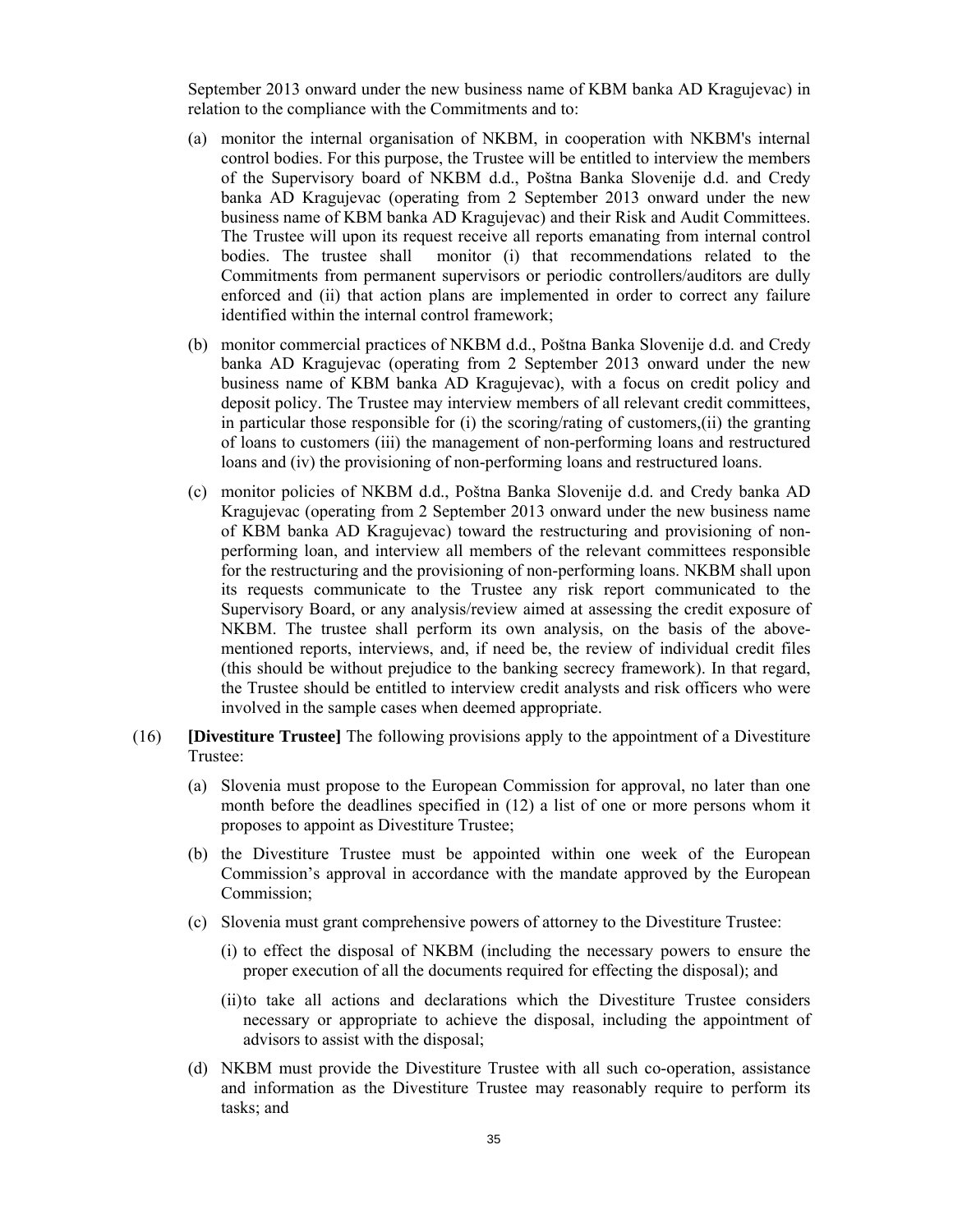September 2013 onward under the new business name of KBM banka AD Kragujevac) in relation to the compliance with the Commitments and to:

(a) monitor the internal organisation of NKBM, in cooperation with NKBM's internal control bodies. For this purpose, the Trustee will be entitled to interview the members of the Supervisory board of NKBM d.d., Poštna Banka Slovenije d.d. and Credy banka AD Kragujevac (operating from 2 September 2013 onward under the new business name of KBM banka AD Kragujevac) and their Risk and Audit Committees. The Trustee will upon its request receive all reports emanating from internal control bodies. The trustee shall monitor (i) that recommendations related to the Commitments from permanent supervisors or periodic controllers/auditors are dully enforced and (ii) that action plans are implemented in order to correct any failure identified within the internal control framework;

(b) monitor commercial practices of NKBM d.d., Poštna Banka Slovenije d.d. and Credy banka AD Kragujevac (operating from 2 September 2013 onward under the new business name of KBM banka AD Kragujevac), with a focus on credit policy and deposit policy. The Trustee may interview members of all relevant credit committees, in particular those responsible for (i) the scoring/rating of customers,(ii) the granting of loans to customers (iii) the management of non-performing loans and restructured loans and (iv) the provisioning of non-performing loans and restructured loans.

(c) monitor policies of NKBM d.d., Poštna Banka Slovenije d.d. and Credy banka AD Kragujevac (operating from 2 September 2013 onward under the new business name of KBM banka AD Kragujevac) toward the restructuring and provisioning of non-performing loan, and interview all members of the relevant committees responsible for the restructuring and the provisioning of non-performing loans. NKBM shall upon its requests communicate to the Trustee any risk report communicated to the Supervisory Board, or any analysis/review aimed at assessing the credit exposure of NKBM. The trustee shall perform its own analysis, on the basis of the above-mentioned reports, interviews, and, if need be, the review of individual credit files (this should be without prejudice to the banking secrecy framework). In that regard, the Trustee should be entitled to interview credit analysts and risk officers who were involved in the sample cases when deemed appropriate.

(16) **[Divestiture Trustee]** The following provisions apply to the appointment of a Divestiture Trustee:

(a) Slovenia must propose to the European Commission for approval, no later than one month before the deadlines specified in (12) a list of one or more persons whom it proposes to appoint as Divestiture Trustee;

(b) the Divestiture Trustee must be appointed within one week of the European Commission's approval in accordance with the mandate approved by the European Commission;

(c) Slovenia must grant comprehensive powers of attorney to the Divestiture Trustee:

(i) to effect the disposal of NKBM (including the necessary powers to ensure the proper execution of all the documents required for effecting the disposal); and

(ii) to take all actions and declarations which the Divestiture Trustee considers necessary or appropriate to achieve the disposal, including the appointment of advisors to assist with the disposal;

(d) NKBM must provide the Divestiture Trustee with all such co-operation, assistance and information as the Divestiture Trustee may reasonably require to perform its tasks; and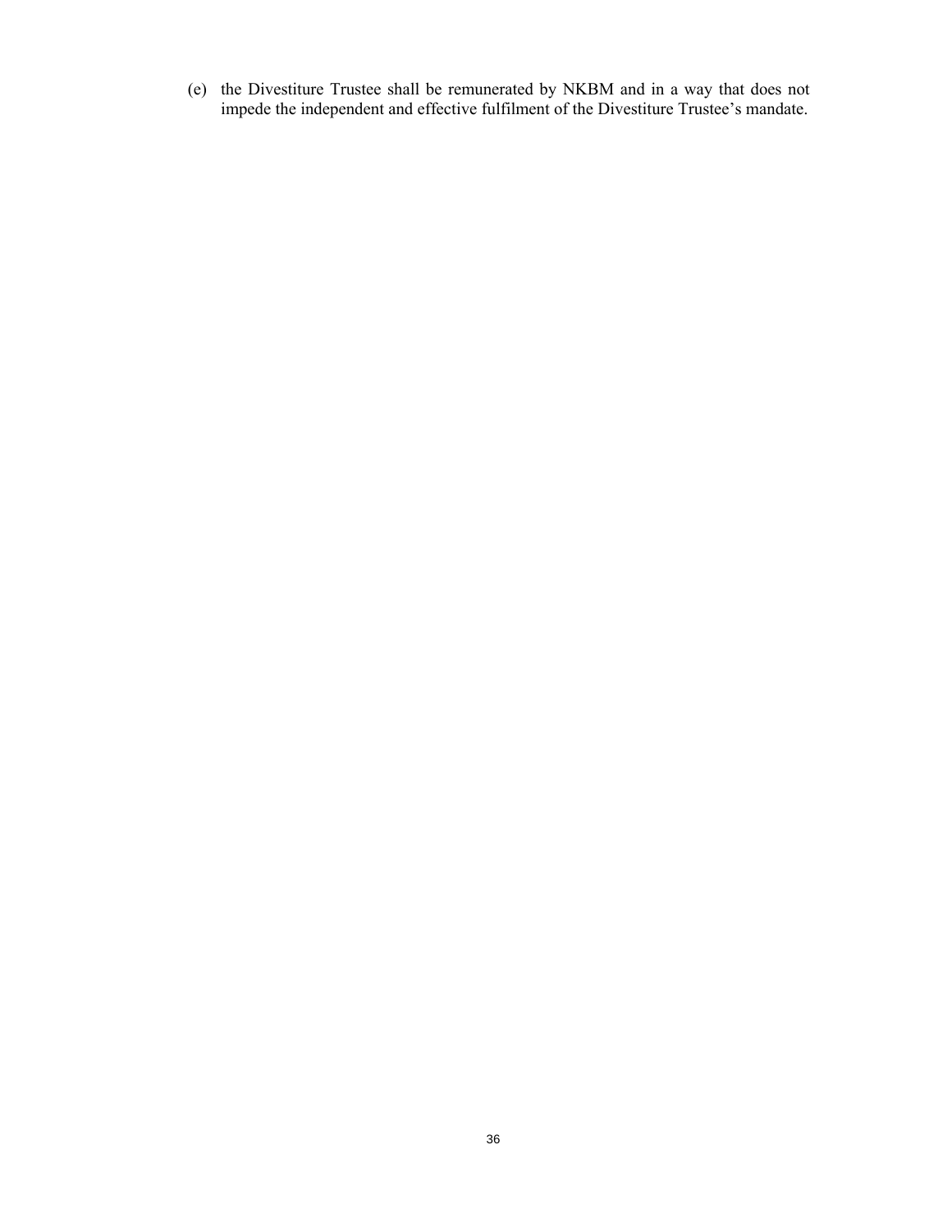(e) the Divestiture Trustee shall be remunerated by NKBM and in a way that does not impede the independent and effective fulfilment of the Divestiture Trustee's mandate.